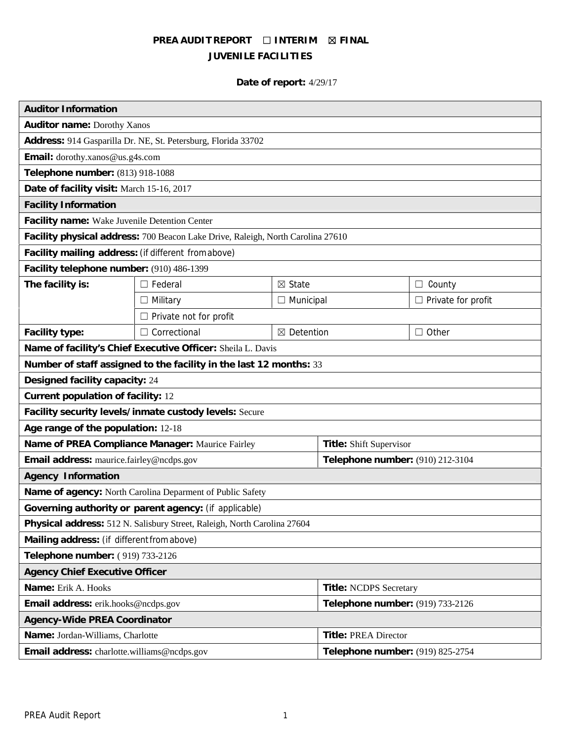# PREA AUDIT REPORT ☐ INTERIM ☒ FINAL
## JUVENILE FACILITIES

**Date of report:** 4/29/17

| **Auditor Information** | | | |
|---|---|---|---|
| **Auditor name:** Dorothy Xanos | | | |
| **Address:** 914 Gasparilla Dr. NE, St. Petersburg, Florida 33702 | | | |
| **Email:** dorothy.xanos@us.g4s.com | | | |
| **Telephone number:** (813) 918-1088 | | | |
| **Date of facility visit:** March 15-16, 2017 | | | |
| **Facility Information** | | | |
| **Facility name:** Wake Juvenile Detention Center | | | |
| **Facility physical address:** 700 Beacon Lake Drive, Raleigh, North Carolina 27610 | | | |
| **Facility mailing address:** (if different from above) | | | |
| **Facility telephone number:** (910) 486-1399 | | | |
| **The facility is:** | ☐ Federal | ☒ State | ☐ County |
| | ☐ Military | ☐ Municipal | ☐ Private for profit |
| | ☐ Private not for profit | | |
| **Facility type:** | ☐ Correctional | ☒ Detention | ☐ Other |
| **Name of facility's Chief Executive Officer:** Sheila L. Davis | | | |
| **Number of staff assigned to the facility in the last 12 months:** 33 | | | |
| **Designed facility capacity:** 24 | | | |
| **Current population of facility:** 12 | | | |
| **Facility security levels/inmate custody levels:** Secure | | | |
| **Age range of the population:** 12-18 | | | |
| **Name of PREA Compliance Manager:** Maurice Fairley | | **Title:** Shift Supervisor | |
| **Email address:** maurice.fairley@ncdps.gov | | **Telephone number:** (910) 212-3104 | |
| **Agency Information** | | | |
| **Name of agency:** North Carolina Deparment of Public Safety | | | |
| **Governing authority or parent agency:** (if applicable) | | | |
| **Physical address:** 512 N. Salisbury Street, Raleigh, North Carolina 27604 | | | |
| **Mailing address:** (if different from above) | | | |
| **Telephone number:** ( 919) 733-2126 | | | |
| **Agency Chief Executive Officer** | | | |
| **Name:** Erik A. Hooks | | **Title:** NCDPS Secretary | |
| **Email address:** erik.hooks@ncdps.gov | | **Telephone number:** (919) 733-2126 | |
| **Agency-Wide PREA Coordinator** | | | |
| **Name:** Jordan-Williams, Charlotte | | **Title:** PREA Director | |
| **Email address:** charlotte.williams@ncdps.gov | | **Telephone number:** (919) 825-2754 | |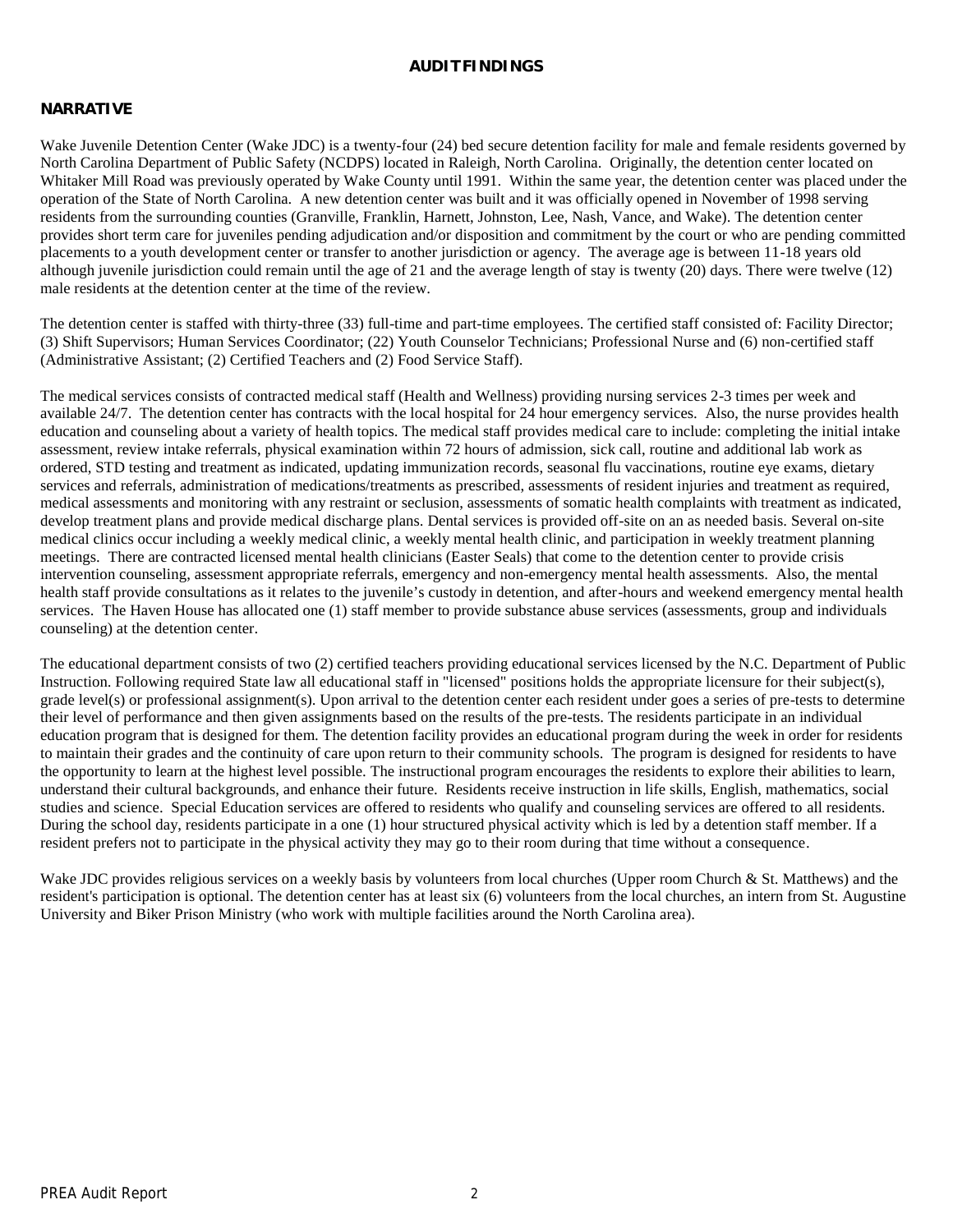## AUDIT FINDINGS

### NARRATIVE

Wake Juvenile Detention Center (Wake JDC) is a twenty-four (24) bed secure detention facility for male and female residents governed by North Carolina Department of Public Safety (NCDPS) located in Raleigh, North Carolina. Originally, the detention center located on Whitaker Mill Road was previously operated by Wake County until 1991. Within the same year, the detention center was placed under the operation of the State of North Carolina. A new detention center was built and it was officially opened in November of 1998 serving residents from the surrounding counties (Granville, Franklin, Harnett, Johnston, Lee, Nash, Vance, and Wake). The detention center provides short term care for juveniles pending adjudication and/or disposition and commitment by the court or who are pending committed placements to a youth development center or transfer to another jurisdiction or agency. The average age is between 11-18 years old although juvenile jurisdiction could remain until the age of 21 and the average length of stay is twenty (20) days. There were twelve (12) male residents at the detention center at the time of the review.

The detention center is staffed with thirty-three (33) full-time and part-time employees. The certified staff consisted of: Facility Director; (3) Shift Supervisors; Human Services Coordinator; (22) Youth Counselor Technicians; Professional Nurse and (6) non-certified staff (Administrative Assistant; (2) Certified Teachers and (2) Food Service Staff).

The medical services consists of contracted medical staff (Health and Wellness) providing nursing services 2-3 times per week and available 24/7. The detention center has contracts with the local hospital for 24 hour emergency services. Also, the nurse provides health education and counseling about a variety of health topics. The medical staff provides medical care to include: completing the initial intake assessment, review intake referrals, physical examination within 72 hours of admission, sick call, routine and additional lab work as ordered, STD testing and treatment as indicated, updating immunization records, seasonal flu vaccinations, routine eye exams, dietary services and referrals, administration of medications/treatments as prescribed, assessments of resident injuries and treatment as required, medical assessments and monitoring with any restraint or seclusion, assessments of somatic health complaints with treatment as indicated, develop treatment plans and provide medical discharge plans. Dental services is provided off-site on an as needed basis. Several on-site medical clinics occur including a weekly medical clinic, a weekly mental health clinic, and participation in weekly treatment planning meetings. There are contracted licensed mental health clinicians (Easter Seals) that come to the detention center to provide crisis intervention counseling, assessment appropriate referrals, emergency and non-emergency mental health assessments. Also, the mental health staff provide consultations as it relates to the juvenile's custody in detention, and after-hours and weekend emergency mental health services. The Haven House has allocated one (1) staff member to provide substance abuse services (assessments, group and individuals counseling) at the detention center.

The educational department consists of two (2) certified teachers providing educational services licensed by the N.C. Department of Public Instruction. Following required State law all educational staff in "licensed" positions holds the appropriate licensure for their subject(s), grade level(s) or professional assignment(s). Upon arrival to the detention center each resident under goes a series of pre-tests to determine their level of performance and then given assignments based on the results of the pre-tests. The residents participate in an individual education program that is designed for them. The detention facility provides an educational program during the week in order for residents to maintain their grades and the continuity of care upon return to their community schools. The program is designed for residents to have the opportunity to learn at the highest level possible. The instructional program encourages the residents to explore their abilities to learn, understand their cultural backgrounds, and enhance their future. Residents receive instruction in life skills, English, mathematics, social studies and science. Special Education services are offered to residents who qualify and counseling services are offered to all residents. During the school day, residents participate in a one (1) hour structured physical activity which is led by a detention staff member. If a resident prefers not to participate in the physical activity they may go to their room during that time without a consequence.

Wake JDC provides religious services on a weekly basis by volunteers from local churches (Upper room Church & St. Matthews) and the resident's participation is optional. The detention center has at least six (6) volunteers from the local churches, an intern from St. Augustine University and Biker Prison Ministry (who work with multiple facilities around the North Carolina area).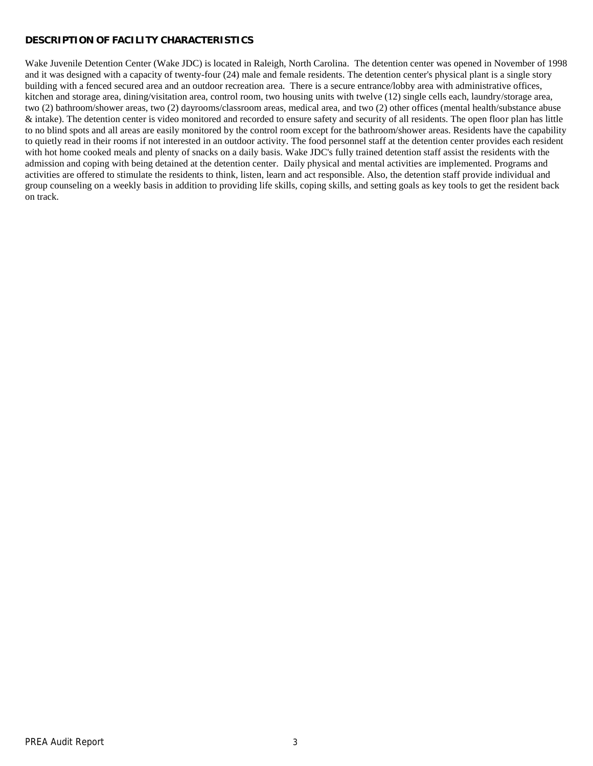## DESCRIPTION OF FACILITY CHARACTERISTICS

Wake Juvenile Detention Center (Wake JDC) is located in Raleigh, North Carolina. The detention center was opened in November of 1998 and it was designed with a capacity of twenty-four (24) male and female residents. The detention center's physical plant is a single story building with a fenced secured area and an outdoor recreation area. There is a secure entrance/lobby area with administrative offices, kitchen and storage area, dining/visitation area, control room, two housing units with twelve (12) single cells each, laundry/storage area, two (2) bathroom/shower areas, two (2) dayrooms/classroom areas, medical area, and two (2) other offices (mental health/substance abuse & intake). The detention center is video monitored and recorded to ensure safety and security of all residents. The open floor plan has little to no blind spots and all areas are easily monitored by the control room except for the bathroom/shower areas. Residents have the capability to quietly read in their rooms if not interested in an outdoor activity. The food personnel staff at the detention center provides each resident with hot home cooked meals and plenty of snacks on a daily basis. Wake JDC's fully trained detention staff assist the residents with the admission and coping with being detained at the detention center. Daily physical and mental activities are implemented. Programs and activities are offered to stimulate the residents to think, listen, learn and act responsible. Also, the detention staff provide individual and group counseling on a weekly basis in addition to providing life skills, coping skills, and setting goals as key tools to get the resident back on track.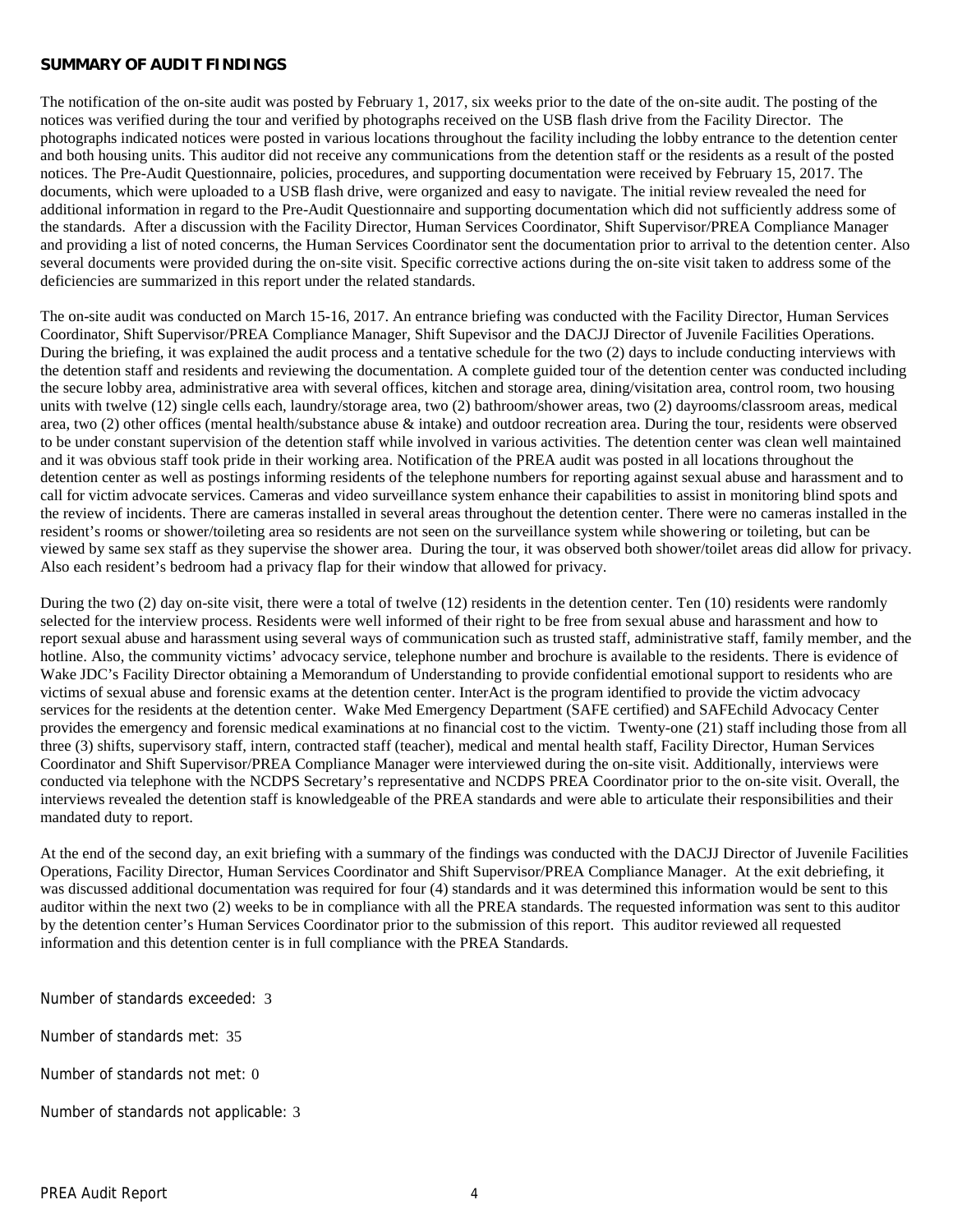**SUMMARY OF AUDIT FINDINGS**

The notification of the on-site audit was posted by February 1, 2017, six weeks prior to the date of the on-site audit. The posting of the notices was verified during the tour and verified by photographs received on the USB flash drive from the Facility Director. The photographs indicated notices were posted in various locations throughout the facility including the lobby entrance to the detention center and both housing units. This auditor did not receive any communications from the detention staff or the residents as a result of the posted notices. The Pre-Audit Questionnaire, policies, procedures, and supporting documentation were received by February 15, 2017. The documents, which were uploaded to a USB flash drive, were organized and easy to navigate. The initial review revealed the need for additional information in regard to the Pre-Audit Questionnaire and supporting documentation which did not sufficiently address some of the standards. After a discussion with the Facility Director, Human Services Coordinator, Shift Supervisor/PREA Compliance Manager and providing a list of noted concerns, the Human Services Coordinator sent the documentation prior to arrival to the detention center. Also several documents were provided during the on-site visit. Specific corrective actions during the on-site visit taken to address some of the deficiencies are summarized in this report under the related standards.

The on-site audit was conducted on March 15-16, 2017. An entrance briefing was conducted with the Facility Director, Human Services Coordinator, Shift Supervisor/PREA Compliance Manager, Shift Supevisor and the DACJJ Director of Juvenile Facilities Operations. During the briefing, it was explained the audit process and a tentative schedule for the two (2) days to include conducting interviews with the detention staff and residents and reviewing the documentation. A complete guided tour of the detention center was conducted including the secure lobby area, administrative area with several offices, kitchen and storage area, dining/visitation area, control room, two housing units with twelve (12) single cells each, laundry/storage area, two (2) bathroom/shower areas, two (2) dayrooms/classroom areas, medical area, two (2) other offices (mental health/substance abuse & intake) and outdoor recreation area. During the tour, residents were observed to be under constant supervision of the detention staff while involved in various activities. The detention center was clean well maintained and it was obvious staff took pride in their working area. Notification of the PREA audit was posted in all locations throughout the detention center as well as postings informing residents of the telephone numbers for reporting against sexual abuse and harassment and to call for victim advocate services. Cameras and video surveillance system enhance their capabilities to assist in monitoring blind spots and the review of incidents. There are cameras installed in several areas throughout the detention center. There were no cameras installed in the resident's rooms or shower/toileting area so residents are not seen on the surveillance system while showering or toileting, but can be viewed by same sex staff as they supervise the shower area. During the tour, it was observed both shower/toilet areas did allow for privacy. Also each resident's bedroom had a privacy flap for their window that allowed for privacy.

During the two (2) day on-site visit, there were a total of twelve (12) residents in the detention center. Ten (10) residents were randomly selected for the interview process. Residents were well informed of their right to be free from sexual abuse and harassment and how to report sexual abuse and harassment using several ways of communication such as trusted staff, administrative staff, family member, and the hotline. Also, the community victims' advocacy service, telephone number and brochure is available to the residents. There is evidence of Wake JDC's Facility Director obtaining a Memorandum of Understanding to provide confidential emotional support to residents who are victims of sexual abuse and forensic exams at the detention center. InterAct is the program identified to provide the victim advocacy services for the residents at the detention center. Wake Med Emergency Department (SAFE certified) and SAFEchild Advocacy Center provides the emergency and forensic medical examinations at no financial cost to the victim. Twenty-one (21) staff including those from all three (3) shifts, supervisory staff, intern, contracted staff (teacher), medical and mental health staff, Facility Director, Human Services Coordinator and Shift Supervisor/PREA Compliance Manager were interviewed during the on-site visit. Additionally, interviews were conducted via telephone with the NCDPS Secretary's representative and NCDPS PREA Coordinator prior to the on-site visit. Overall, the interviews revealed the detention staff is knowledgeable of the PREA standards and were able to articulate their responsibilities and their mandated duty to report.

At the end of the second day, an exit briefing with a summary of the findings was conducted with the DACJJ Director of Juvenile Facilities Operations, Facility Director, Human Services Coordinator and Shift Supervisor/PREA Compliance Manager. At the exit debriefing, it was discussed additional documentation was required for four (4) standards and it was determined this information would be sent to this auditor within the next two (2) weeks to be in compliance with all the PREA standards. The requested information was sent to this auditor by the detention center's Human Services Coordinator prior to the submission of this report. This auditor reviewed all requested information and this detention center is in full compliance with the PREA Standards.

Number of standards exceeded: 3

Number of standards met: 35

Number of standards not met: 0

Number of standards not applicable: 3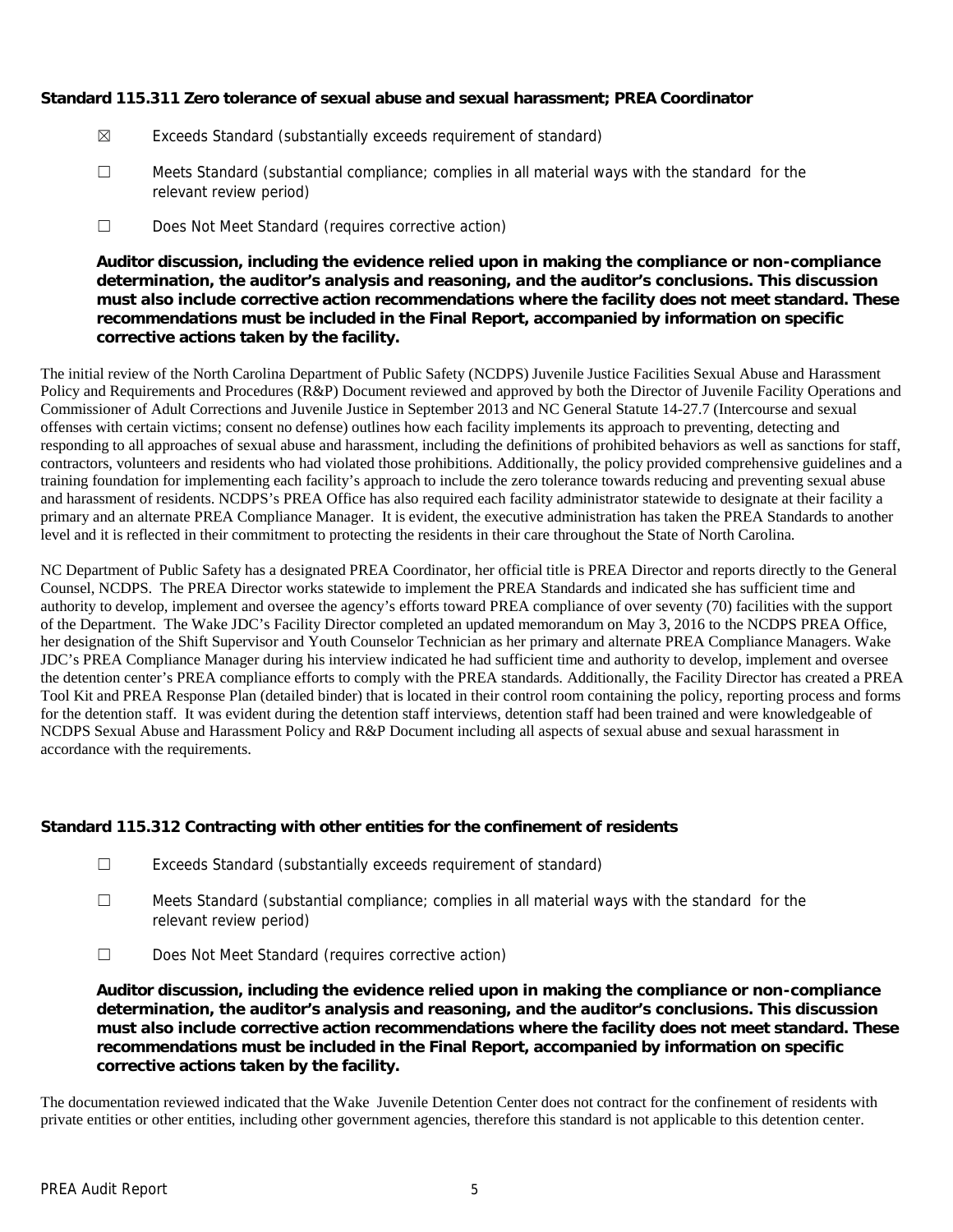### Standard 115.311 Zero tolerance of sexual abuse and sexual harassment; PREA Coordinator

☒ Exceeds Standard (substantially exceeds requirement of standard)

☐ Meets Standard (substantial compliance; complies in all material ways with the standard for the relevant review period)

☐ Does Not Meet Standard (requires corrective action)

**Auditor discussion, including the evidence relied upon in making the compliance or non-compliance determination, the auditor's analysis and reasoning, and the auditor's conclusions. This discussion must also include corrective action recommendations where the facility does not meet standard. These recommendations must be included in the Final Report, accompanied by information on specific corrective actions taken by the facility.**

The initial review of the North Carolina Department of Public Safety (NCDPS) Juvenile Justice Facilities Sexual Abuse and Harassment Policy and Requirements and Procedures (R&P) Document reviewed and approved by both the Director of Juvenile Facility Operations and Commissioner of Adult Corrections and Juvenile Justice in September 2013 and NC General Statute 14-27.7 (Intercourse and sexual offenses with certain victims; consent no defense) outlines how each facility implements its approach to preventing, detecting and responding to all approaches of sexual abuse and harassment, including the definitions of prohibited behaviors as well as sanctions for staff, contractors, volunteers and residents who had violated those prohibitions. Additionally, the policy provided comprehensive guidelines and a training foundation for implementing each facility's approach to include the zero tolerance towards reducing and preventing sexual abuse and harassment of residents. NCDPS's PREA Office has also required each facility administrator statewide to designate at their facility a primary and an alternate PREA Compliance Manager. It is evident, the executive administration has taken the PREA Standards to another level and it is reflected in their commitment to protecting the residents in their care throughout the State of North Carolina.

NC Department of Public Safety has a designated PREA Coordinator, her official title is PREA Director and reports directly to the General Counsel, NCDPS. The PREA Director works statewide to implement the PREA Standards and indicated she has sufficient time and authority to develop, implement and oversee the agency's efforts toward PREA compliance of over seventy (70) facilities with the support of the Department. The Wake JDC's Facility Director completed an updated memorandum on May 3, 2016 to the NCDPS PREA Office, her designation of the Shift Supervisor and Youth Counselor Technician as her primary and alternate PREA Compliance Managers. Wake JDC's PREA Compliance Manager during his interview indicated he had sufficient time and authority to develop, implement and oversee the detention center's PREA compliance efforts to comply with the PREA standards. Additionally, the Facility Director has created a PREA Tool Kit and PREA Response Plan (detailed binder) that is located in their control room containing the policy, reporting process and forms for the detention staff. It was evident during the detention staff interviews, detention staff had been trained and were knowledgeable of NCDPS Sexual Abuse and Harassment Policy and R&P Document including all aspects of sexual abuse and sexual harassment in accordance with the requirements.

### Standard 115.312 Contracting with other entities for the confinement of residents

☐ Exceeds Standard (substantially exceeds requirement of standard)

☐ Meets Standard (substantial compliance; complies in all material ways with the standard for the relevant review period)

☐ Does Not Meet Standard (requires corrective action)

**Auditor discussion, including the evidence relied upon in making the compliance or non-compliance determination, the auditor's analysis and reasoning, and the auditor's conclusions. This discussion must also include corrective action recommendations where the facility does not meet standard. These recommendations must be included in the Final Report, accompanied by information on specific corrective actions taken by the facility.**

The documentation reviewed indicated that the Wake Juvenile Detention Center does not contract for the confinement of residents with private entities or other entities, including other government agencies, therefore this standard is not applicable to this detention center.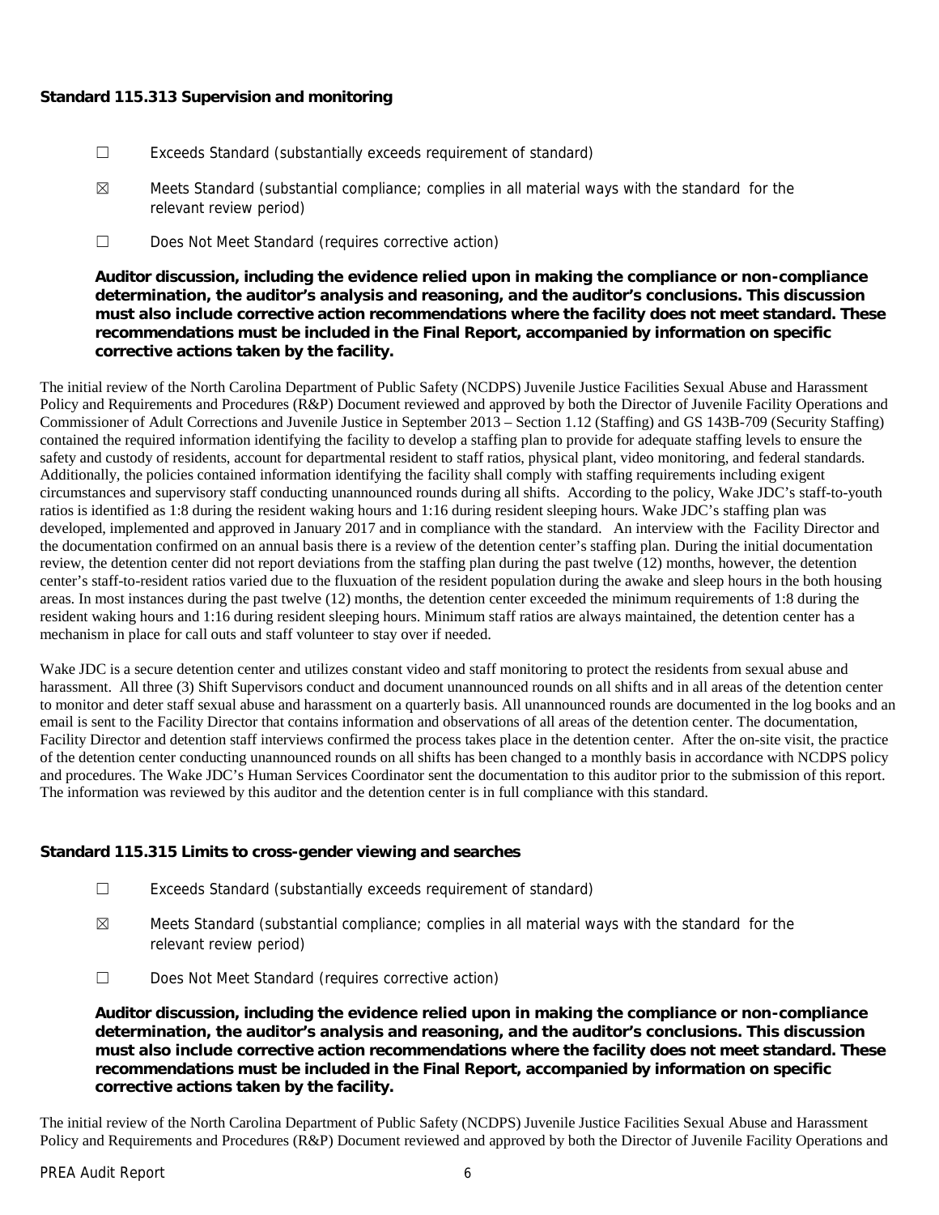**Standard 115.313 Supervision and monitoring**

☐ Exceeds Standard (substantially exceeds requirement of standard)

☒ Meets Standard (substantial compliance; complies in all material ways with the standard for the relevant review period)

☐ Does Not Meet Standard (requires corrective action)

**Auditor discussion, including the evidence relied upon in making the compliance or non-compliance determination, the auditor's analysis and reasoning, and the auditor's conclusions. This discussion must also include corrective action recommendations where the facility does not meet standard. These recommendations must be included in the Final Report, accompanied by information on specific corrective actions taken by the facility.**

The initial review of the North Carolina Department of Public Safety (NCDPS) Juvenile Justice Facilities Sexual Abuse and Harassment Policy and Requirements and Procedures (R&P) Document reviewed and approved by both the Director of Juvenile Facility Operations and Commissioner of Adult Corrections and Juvenile Justice in September 2013 – Section 1.12 (Staffing) and GS 143B-709 (Security Staffing) contained the required information identifying the facility to develop a staffing plan to provide for adequate staffing levels to ensure the safety and custody of residents, account for departmental resident to staff ratios, physical plant, video monitoring, and federal standards. Additionally, the policies contained information identifying the facility shall comply with staffing requirements including exigent circumstances and supervisory staff conducting unannounced rounds during all shifts. According to the policy, Wake JDC's staff-to-youth ratios is identified as 1:8 during the resident waking hours and 1:16 during resident sleeping hours. Wake JDC's staffing plan was developed, implemented and approved in January 2017 and in compliance with the standard. An interview with the Facility Director and the documentation confirmed on an annual basis there is a review of the detention center's staffing plan. During the initial documentation review, the detention center did not report deviations from the staffing plan during the past twelve (12) months, however, the detention center's staff-to-resident ratios varied due to the fluxuation of the resident population during the awake and sleep hours in the both housing areas. In most instances during the past twelve (12) months, the detention center exceeded the minimum requirements of 1:8 during the resident waking hours and 1:16 during resident sleeping hours. Minimum staff ratios are always maintained, the detention center has a mechanism in place for call outs and staff volunteer to stay over if needed.

Wake JDC is a secure detention center and utilizes constant video and staff monitoring to protect the residents from sexual abuse and harassment. All three (3) Shift Supervisors conduct and document unannounced rounds on all shifts and in all areas of the detention center to monitor and deter staff sexual abuse and harassment on a quarterly basis. All unannounced rounds are documented in the log books and an email is sent to the Facility Director that contains information and observations of all areas of the detention center. The documentation, Facility Director and detention staff interviews confirmed the process takes place in the detention center. After the on-site visit, the practice of the detention center conducting unannounced rounds on all shifts has been changed to a monthly basis in accordance with NCDPS policy and procedures. The Wake JDC's Human Services Coordinator sent the documentation to this auditor prior to the submission of this report. The information was reviewed by this auditor and the detention center is in full compliance with this standard.

**Standard 115.315 Limits to cross-gender viewing and searches**

☐ Exceeds Standard (substantially exceeds requirement of standard)

☒ Meets Standard (substantial compliance; complies in all material ways with the standard for the relevant review period)

☐ Does Not Meet Standard (requires corrective action)

**Auditor discussion, including the evidence relied upon in making the compliance or non-compliance determination, the auditor's analysis and reasoning, and the auditor's conclusions. This discussion must also include corrective action recommendations where the facility does not meet standard. These recommendations must be included in the Final Report, accompanied by information on specific corrective actions taken by the facility.**

The initial review of the North Carolina Department of Public Safety (NCDPS) Juvenile Justice Facilities Sexual Abuse and Harassment Policy and Requirements and Procedures (R&P) Document reviewed and approved by both the Director of Juvenile Facility Operations and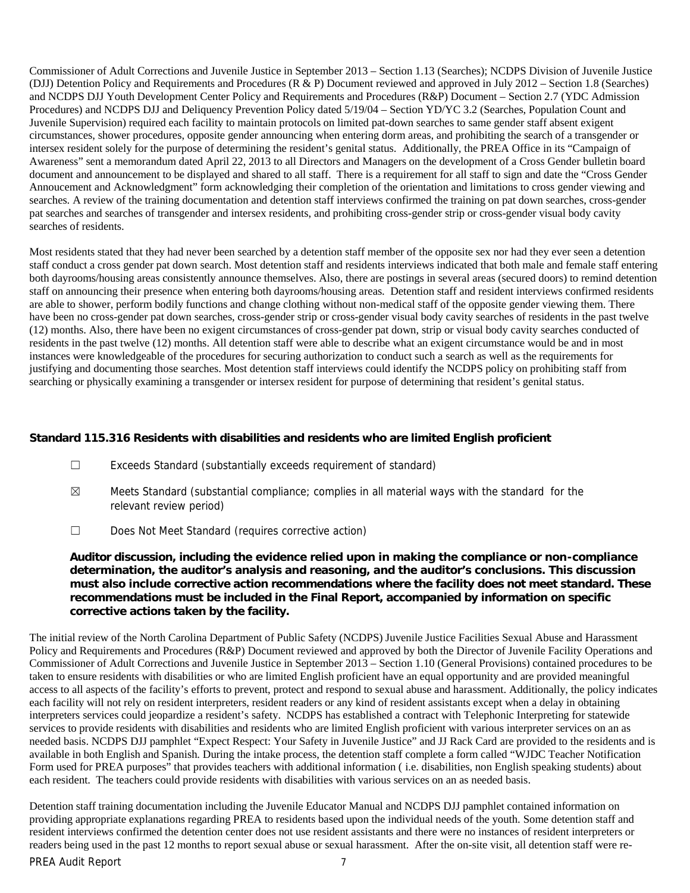Commissioner of Adult Corrections and Juvenile Justice in September 2013 – Section 1.13 (Searches); NCDPS Division of Juvenile Justice (DJJ) Detention Policy and Requirements and Procedures (R & P) Document reviewed and approved in July 2012 – Section 1.8 (Searches) and NCDPS DJJ Youth Development Center Policy and Requirements and Procedures (R&P) Document – Section 2.7 (YDC Admission Procedures) and NCDPS DJJ and Deliquency Prevention Policy dated 5/19/04 – Section YD/YC 3.2 (Searches, Population Count and Juvenile Supervision) required each facility to maintain protocols on limited pat-down searches to same gender staff absent exigent circumstances, shower procedures, opposite gender announcing when entering dorm areas, and prohibiting the search of a transgender or intersex resident solely for the purpose of determining the resident's genital status. Additionally, the PREA Office in its "Campaign of Awareness" sent a memorandum dated April 22, 2013 to all Directors and Managers on the development of a Cross Gender bulletin board document and announcement to be displayed and shared to all staff. There is a requirement for all staff to sign and date the "Cross Gender Annoucement and Acknowledgment" form acknowledging their completion of the orientation and limitations to cross gender viewing and searches. A review of the training documentation and detention staff interviews confirmed the training on pat down searches, cross-gender pat searches and searches of transgender and intersex residents, and prohibiting cross-gender strip or cross-gender visual body cavity searches of residents.

Most residents stated that they had never been searched by a detention staff member of the opposite sex nor had they ever seen a detention staff conduct a cross gender pat down search. Most detention staff and residents interviews indicated that both male and female staff entering both dayrooms/housing areas consistently announce themselves. Also, there are postings in several areas (secured doors) to remind detention staff on announcing their presence when entering both dayrooms/housing areas. Detention staff and resident interviews confirmed residents are able to shower, perform bodily functions and change clothing without non-medical staff of the opposite gender viewing them. There have been no cross-gender pat down searches, cross-gender strip or cross-gender visual body cavity searches of residents in the past twelve (12) months. Also, there have been no exigent circumstances of cross-gender pat down, strip or visual body cavity searches conducted of residents in the past twelve (12) months. All detention staff were able to describe what an exigent circumstance would be and in most instances were knowledgeable of the procedures for securing authorization to conduct such a search as well as the requirements for justifying and documenting those searches. Most detention staff interviews could identify the NCDPS policy on prohibiting staff from searching or physically examining a transgender or intersex resident for purpose of determining that resident's genital status.

### Standard 115.316 Residents with disabilities and residents who are limited English proficient

☐ Exceeds Standard (substantially exceeds requirement of standard)

☒ Meets Standard (substantial compliance; complies in all material ways with the standard for the relevant review period)

☐ Does Not Meet Standard (requires corrective action)

**Auditor discussion, including the evidence relied upon in making the compliance or non-compliance determination, the auditor's analysis and reasoning, and the auditor's conclusions. This discussion must also include corrective action recommendations where the facility does not meet standard. These recommendations must be included in the Final Report, accompanied by information on specific corrective actions taken by the facility.**

The initial review of the North Carolina Department of Public Safety (NCDPS) Juvenile Justice Facilities Sexual Abuse and Harassment Policy and Requirements and Procedures (R&P) Document reviewed and approved by both the Director of Juvenile Facility Operations and Commissioner of Adult Corrections and Juvenile Justice in September 2013 – Section 1.10 (General Provisions) contained procedures to be taken to ensure residents with disabilities or who are limited English proficient have an equal opportunity and are provided meaningful access to all aspects of the facility's efforts to prevent, protect and respond to sexual abuse and harassment. Additionally, the policy indicates each facility will not rely on resident interpreters, resident readers or any kind of resident assistants except when a delay in obtaining interpreters services could jeopardize a resident's safety. NCDPS has established a contract with Telephonic Interpreting for statewide services to provide residents with disabilities and residents who are limited English proficient with various interpreter services on an as needed basis. NCDPS DJJ pamphlet "Expect Respect: Your Safety in Juvenile Justice" and JJ Rack Card are provided to the residents and is available in both English and Spanish. During the intake process, the detention staff complete a form called "WJDC Teacher Notification Form used for PREA purposes" that provides teachers with additional information ( i.e. disabilities, non English speaking students) about each resident. The teachers could provide residents with disabilities with various services on an as needed basis.

Detention staff training documentation including the Juvenile Educator Manual and NCDPS DJJ pamphlet contained information on providing appropriate explanations regarding PREA to residents based upon the individual needs of the youth. Some detention staff and resident interviews confirmed the detention center does not use resident assistants and there were no instances of resident interpreters or readers being used in the past 12 months to report sexual abuse or sexual harassment. After the on-site visit, all detention staff were re-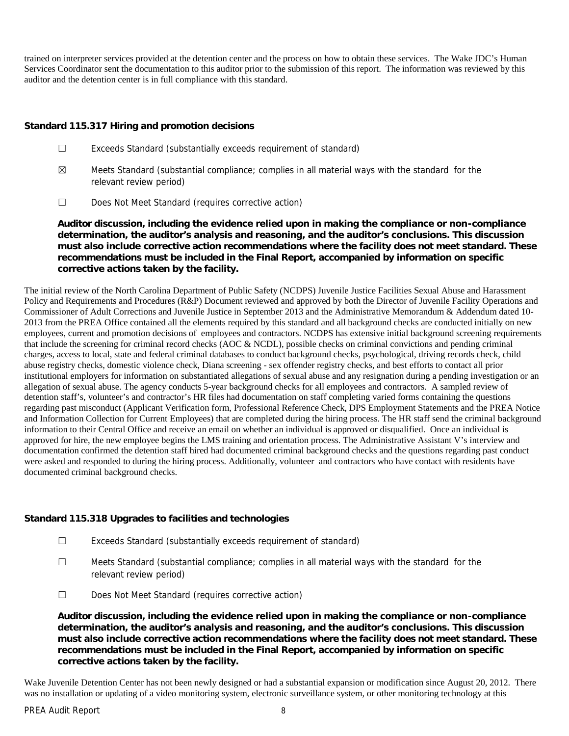trained on interpreter services provided at the detention center and the process on how to obtain these services. The Wake JDC's Human Services Coordinator sent the documentation to this auditor prior to the submission of this report. The information was reviewed by this auditor and the detention center is in full compliance with this standard.

### Standard 115.317 Hiring and promotion decisions

- ☐ Exceeds Standard (substantially exceeds requirement of standard)
- ☒ Meets Standard (substantial compliance; complies in all material ways with the standard for the relevant review period)
- ☐ Does Not Meet Standard (requires corrective action)

**Auditor discussion, including the evidence relied upon in making the compliance or non-compliance determination, the auditor's analysis and reasoning, and the auditor's conclusions. This discussion must also include corrective action recommendations where the facility does not meet standard. These recommendations must be included in the Final Report, accompanied by information on specific corrective actions taken by the facility.**

The initial review of the North Carolina Department of Public Safety (NCDPS) Juvenile Justice Facilities Sexual Abuse and Harassment Policy and Requirements and Procedures (R&P) Document reviewed and approved by both the Director of Juvenile Facility Operations and Commissioner of Adult Corrections and Juvenile Justice in September 2013 and the Administrative Memorandum & Addendum dated 10-2013 from the PREA Office contained all the elements required by this standard and all background checks are conducted initially on new employees, current and promotion decisions of employees and contractors. NCDPS has extensive initial background screening requirements that include the screening for criminal record checks (AOC & NCDL), possible checks on criminal convictions and pending criminal charges, access to local, state and federal criminal databases to conduct background checks, psychological, driving records check, child abuse registry checks, domestic violence check, Diana screening - sex offender registry checks, and best efforts to contact all prior institutional employers for information on substantiated allegations of sexual abuse and any resignation during a pending investigation or an allegation of sexual abuse. The agency conducts 5-year background checks for all employees and contractors. A sampled review of detention staff's, volunteer's and contractor's HR files had documentation on staff completing varied forms containing the questions regarding past misconduct (Applicant Verification form, Professional Reference Check, DPS Employment Statements and the PREA Notice and Information Collection for Current Employees) that are completed during the hiring process. The HR staff send the criminal background information to their Central Office and receive an email on whether an individual is approved or disqualified. Once an individual is approved for hire, the new employee begins the LMS training and orientation process. The Administrative Assistant V's interview and documentation confirmed the detention staff hired had documented criminal background checks and the questions regarding past conduct were asked and responded to during the hiring process. Additionally, volunteer and contractors who have contact with residents have documented criminal background checks.

### Standard 115.318 Upgrades to facilities and technologies

- ☐ Exceeds Standard (substantially exceeds requirement of standard)
- ☐ Meets Standard (substantial compliance; complies in all material ways with the standard for the relevant review period)
- ☐ Does Not Meet Standard (requires corrective action)

**Auditor discussion, including the evidence relied upon in making the compliance or non-compliance determination, the auditor's analysis and reasoning, and the auditor's conclusions. This discussion must also include corrective action recommendations where the facility does not meet standard. These recommendations must be included in the Final Report, accompanied by information on specific corrective actions taken by the facility.**

Wake Juvenile Detention Center has not been newly designed or had a substantial expansion or modification since August 20, 2012. There was no installation or updating of a video monitoring system, electronic surveillance system, or other monitoring technology at this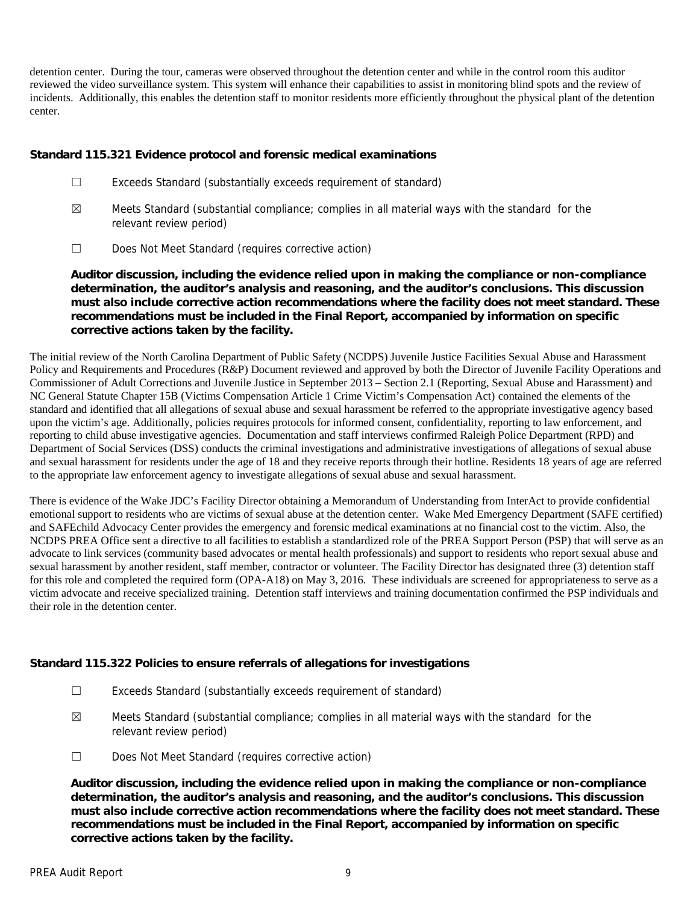detention center. During the tour, cameras were observed throughout the detention center and while in the control room this auditor reviewed the video surveillance system. This system will enhance their capabilities to assist in monitoring blind spots and the review of incidents. Additionally, this enables the detention staff to monitor residents more efficiently throughout the physical plant of the detention center.

### Standard 115.321 Evidence protocol and forensic medical examinations

☐ Exceeds Standard (substantially exceeds requirement of standard)

☒ Meets Standard (substantial compliance; complies in all material ways with the standard for the relevant review period)

☐ Does Not Meet Standard (requires corrective action)

**Auditor discussion, including the evidence relied upon in making the compliance or non-compliance determination, the auditor's analysis and reasoning, and the auditor's conclusions. This discussion must also include corrective action recommendations where the facility does not meet standard. These recommendations must be included in the Final Report, accompanied by information on specific corrective actions taken by the facility.**

The initial review of the North Carolina Department of Public Safety (NCDPS) Juvenile Justice Facilities Sexual Abuse and Harassment Policy and Requirements and Procedures (R&P) Document reviewed and approved by both the Director of Juvenile Facility Operations and Commissioner of Adult Corrections and Juvenile Justice in September 2013 – Section 2.1 (Reporting, Sexual Abuse and Harassment) and NC General Statute Chapter 15B (Victims Compensation Article 1 Crime Victim's Compensation Act) contained the elements of the standard and identified that all allegations of sexual abuse and sexual harassment be referred to the appropriate investigative agency based upon the victim's age. Additionally, policies requires protocols for informed consent, confidentiality, reporting to law enforcement, and reporting to child abuse investigative agencies. Documentation and staff interviews confirmed Raleigh Police Department (RPD) and Department of Social Services (DSS) conducts the criminal investigations and administrative investigations of allegations of sexual abuse and sexual harassment for residents under the age of 18 and they receive reports through their hotline. Residents 18 years of age are referred to the appropriate law enforcement agency to investigate allegations of sexual abuse and sexual harassment.

There is evidence of the Wake JDC's Facility Director obtaining a Memorandum of Understanding from InterAct to provide confidential emotional support to residents who are victims of sexual abuse at the detention center. Wake Med Emergency Department (SAFE certified) and SAFEchild Advocacy Center provides the emergency and forensic medical examinations at no financial cost to the victim. Also, the NCDPS PREA Office sent a directive to all facilities to establish a standardized role of the PREA Support Person (PSP) that will serve as an advocate to link services (community based advocates or mental health professionals) and support to residents who report sexual abuse and sexual harassment by another resident, staff member, contractor or volunteer. The Facility Director has designated three (3) detention staff for this role and completed the required form (OPA-A18) on May 3, 2016. These individuals are screened for appropriateness to serve as a victim advocate and receive specialized training. Detention staff interviews and training documentation confirmed the PSP individuals and their role in the detention center.

### Standard 115.322 Policies to ensure referrals of allegations for investigations

☐ Exceeds Standard (substantially exceeds requirement of standard)

☒ Meets Standard (substantial compliance; complies in all material ways with the standard for the relevant review period)

☐ Does Not Meet Standard (requires corrective action)

**Auditor discussion, including the evidence relied upon in making the compliance or non-compliance determination, the auditor's analysis and reasoning, and the auditor's conclusions. This discussion must also include corrective action recommendations where the facility does not meet standard. These recommendations must be included in the Final Report, accompanied by information on specific corrective actions taken by the facility.**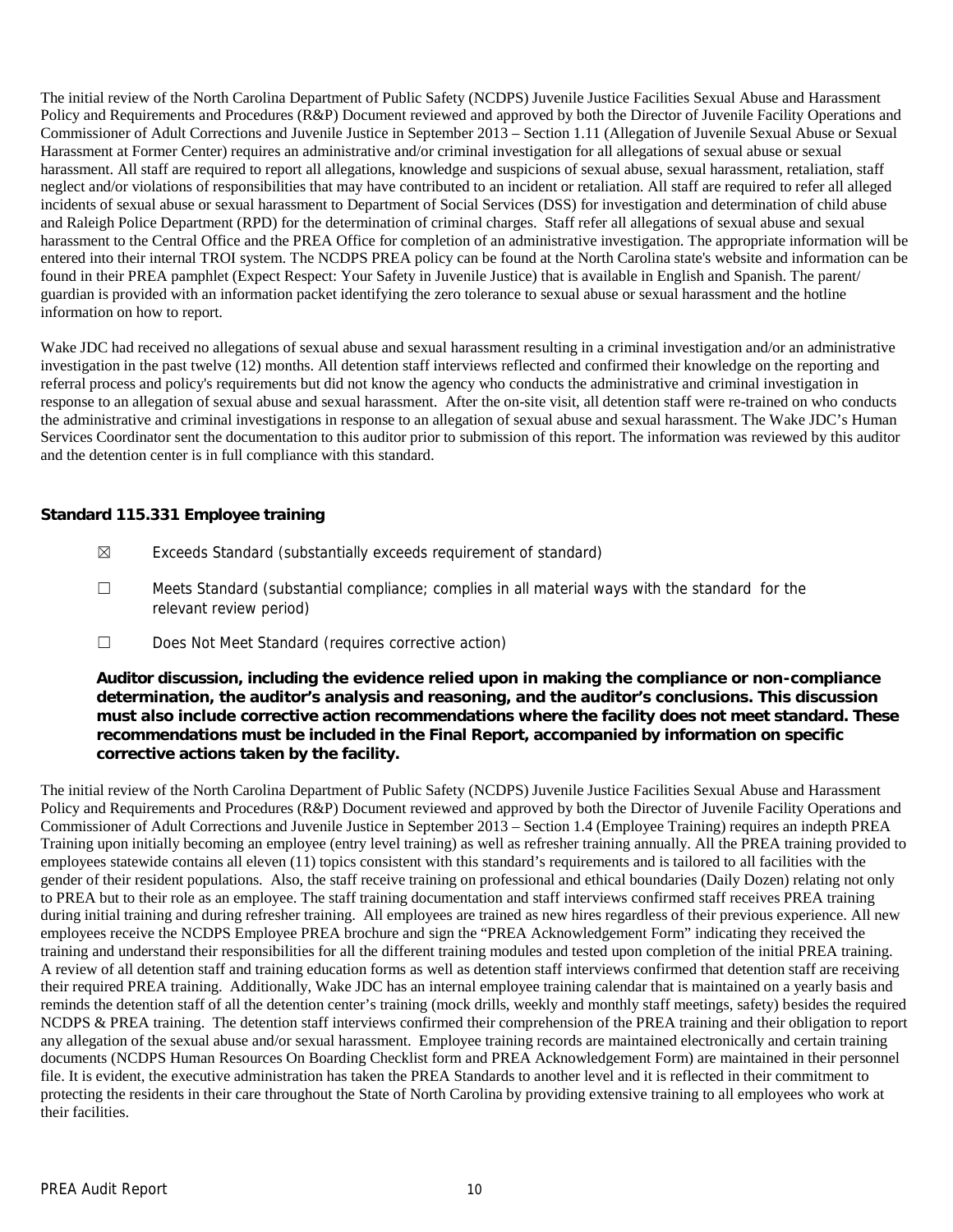The initial review of the North Carolina Department of Public Safety (NCDPS) Juvenile Justice Facilities Sexual Abuse and Harassment Policy and Requirements and Procedures (R&P) Document reviewed and approved by both the Director of Juvenile Facility Operations and Commissioner of Adult Corrections and Juvenile Justice in September 2013 – Section 1.11 (Allegation of Juvenile Sexual Abuse or Sexual Harassment at Former Center) requires an administrative and/or criminal investigation for all allegations of sexual abuse or sexual harassment. All staff are required to report all allegations, knowledge and suspicions of sexual abuse, sexual harassment, retaliation, staff neglect and/or violations of responsibilities that may have contributed to an incident or retaliation. All staff are required to refer all alleged incidents of sexual abuse or sexual harassment to Department of Social Services (DSS) for investigation and determination of child abuse and Raleigh Police Department (RPD) for the determination of criminal charges. Staff refer all allegations of sexual abuse and sexual harassment to the Central Office and the PREA Office for completion of an administrative investigation. The appropriate information will be entered into their internal TROI system. The NCDPS PREA policy can be found at the North Carolina state's website and information can be found in their PREA pamphlet (Expect Respect: Your Safety in Juvenile Justice) that is available in English and Spanish. The parent/ guardian is provided with an information packet identifying the zero tolerance to sexual abuse or sexual harassment and the hotline information on how to report.

Wake JDC had received no allegations of sexual abuse and sexual harassment resulting in a criminal investigation and/or an administrative investigation in the past twelve (12) months. All detention staff interviews reflected and confirmed their knowledge on the reporting and referral process and policy's requirements but did not know the agency who conducts the administrative and criminal investigation in response to an allegation of sexual abuse and sexual harassment. After the on-site visit, all detention staff were re-trained on who conducts the administrative and criminal investigations in response to an allegation of sexual abuse and sexual harassment. The Wake JDC's Human Services Coordinator sent the documentation to this auditor prior to submission of this report. The information was reviewed by this auditor and the detention center is in full compliance with this standard.

### Standard 115.331 Employee training

☒ Exceeds Standard (substantially exceeds requirement of standard)

☐ Meets Standard (substantial compliance; complies in all material ways with the standard for the relevant review period)

☐ Does Not Meet Standard (requires corrective action)

**Auditor discussion, including the evidence relied upon in making the compliance or non-compliance determination, the auditor's analysis and reasoning, and the auditor's conclusions. This discussion must also include corrective action recommendations where the facility does not meet standard. These recommendations must be included in the Final Report, accompanied by information on specific corrective actions taken by the facility.**

The initial review of the North Carolina Department of Public Safety (NCDPS) Juvenile Justice Facilities Sexual Abuse and Harassment Policy and Requirements and Procedures (R&P) Document reviewed and approved by both the Director of Juvenile Facility Operations and Commissioner of Adult Corrections and Juvenile Justice in September 2013 – Section 1.4 (Employee Training) requires an indepth PREA Training upon initially becoming an employee (entry level training) as well as refresher training annually. All the PREA training provided to employees statewide contains all eleven (11) topics consistent with this standard's requirements and is tailored to all facilities with the gender of their resident populations. Also, the staff receive training on professional and ethical boundaries (Daily Dozen) relating not only to PREA but to their role as an employee. The staff training documentation and staff interviews confirmed staff receives PREA training during initial training and during refresher training. All employees are trained as new hires regardless of their previous experience. All new employees receive the NCDPS Employee PREA brochure and sign the "PREA Acknowledgement Form" indicating they received the training and understand their responsibilities for all the different training modules and tested upon completion of the initial PREA training. A review of all detention staff and training education forms as well as detention staff interviews confirmed that detention staff are receiving their required PREA training. Additionally, Wake JDC has an internal employee training calendar that is maintained on a yearly basis and reminds the detention staff of all the detention center's training (mock drills, weekly and monthly staff meetings, safety) besides the required NCDPS & PREA training. The detention staff interviews confirmed their comprehension of the PREA training and their obligation to report any allegation of the sexual abuse and/or sexual harassment. Employee training records are maintained electronically and certain training documents (NCDPS Human Resources On Boarding Checklist form and PREA Acknowledgement Form) are maintained in their personnel file. It is evident, the executive administration has taken the PREA Standards to another level and it is reflected in their commitment to protecting the residents in their care throughout the State of North Carolina by providing extensive training to all employees who work at their facilities.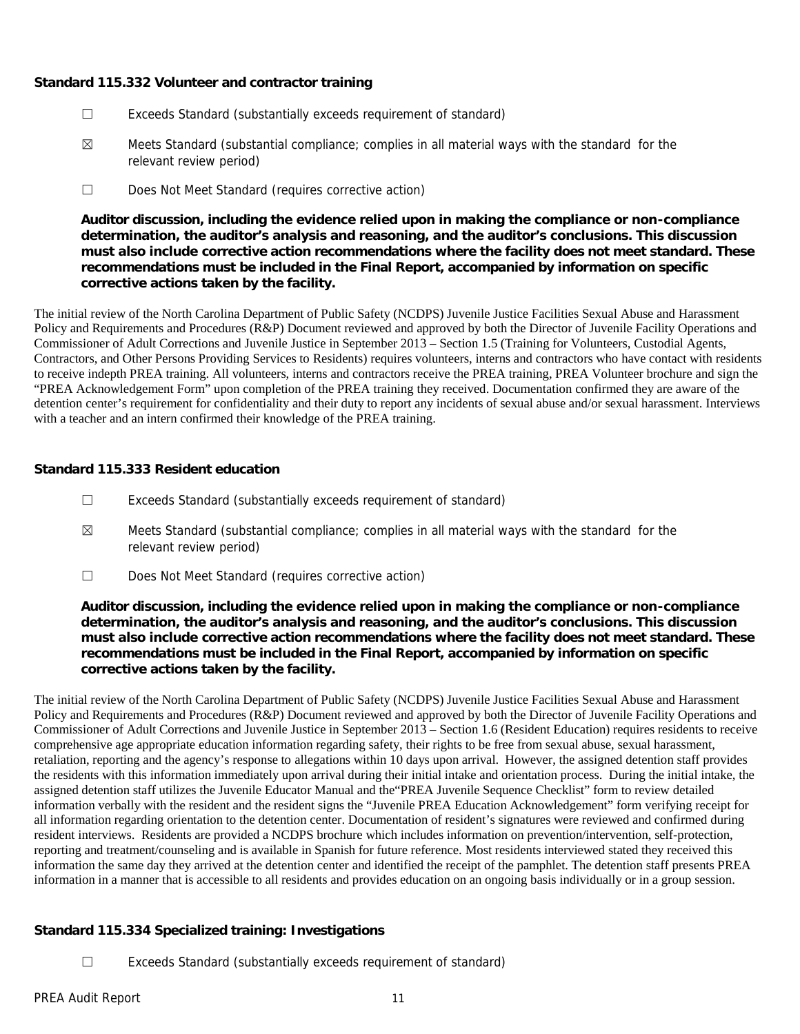**Standard 115.332 Volunteer and contractor training**

☐ Exceeds Standard (substantially exceeds requirement of standard)

☒ Meets Standard (substantial compliance; complies in all material ways with the standard for the relevant review period)

☐ Does Not Meet Standard (requires corrective action)

**Auditor discussion, including the evidence relied upon in making the compliance or non-compliance determination, the auditor's analysis and reasoning, and the auditor's conclusions. This discussion must also include corrective action recommendations where the facility does not meet standard. These recommendations must be included in the Final Report, accompanied by information on specific corrective actions taken by the facility.**

The initial review of the North Carolina Department of Public Safety (NCDPS) Juvenile Justice Facilities Sexual Abuse and Harassment Policy and Requirements and Procedures (R&P) Document reviewed and approved by both the Director of Juvenile Facility Operations and Commissioner of Adult Corrections and Juvenile Justice in September 2013 – Section 1.5 (Training for Volunteers, Custodial Agents, Contractors, and Other Persons Providing Services to Residents) requires volunteers, interns and contractors who have contact with residents to receive indepth PREA training. All volunteers, interns and contractors receive the PREA training, PREA Volunteer brochure and sign the "PREA Acknowledgement Form" upon completion of the PREA training they received. Documentation confirmed they are aware of the detention center's requirement for confidentiality and their duty to report any incidents of sexual abuse and/or sexual harassment. Interviews with a teacher and an intern confirmed their knowledge of the PREA training.

**Standard 115.333 Resident education**

☐ Exceeds Standard (substantially exceeds requirement of standard)

☒ Meets Standard (substantial compliance; complies in all material ways with the standard for the relevant review period)

☐ Does Not Meet Standard (requires corrective action)

**Auditor discussion, including the evidence relied upon in making the compliance or non-compliance determination, the auditor's analysis and reasoning, and the auditor's conclusions. This discussion must also include corrective action recommendations where the facility does not meet standard. These recommendations must be included in the Final Report, accompanied by information on specific corrective actions taken by the facility.**

The initial review of the North Carolina Department of Public Safety (NCDPS) Juvenile Justice Facilities Sexual Abuse and Harassment Policy and Requirements and Procedures (R&P) Document reviewed and approved by both the Director of Juvenile Facility Operations and Commissioner of Adult Corrections and Juvenile Justice in September 2013 – Section 1.6 (Resident Education) requires residents to receive comprehensive age appropriate education information regarding safety, their rights to be free from sexual abuse, sexual harassment, retaliation, reporting and the agency's response to allegations within 10 days upon arrival. However, the assigned detention staff provides the residents with this information immediately upon arrival during their initial intake and orientation process. During the initial intake, the assigned detention staff utilizes the Juvenile Educator Manual and the"PREA Juvenile Sequence Checklist" form to review detailed information verbally with the resident and the resident signs the "Juvenile PREA Education Acknowledgement" form verifying receipt for all information regarding orientation to the detention center. Documentation of resident's signatures were reviewed and confirmed during resident interviews. Residents are provided a NCDPS brochure which includes information on prevention/intervention, self-protection, reporting and treatment/counseling and is available in Spanish for future reference. Most residents interviewed stated they received this information the same day they arrived at the detention center and identified the receipt of the pamphlet. The detention staff presents PREA information in a manner that is accessible to all residents and provides education on an ongoing basis individually or in a group session.

**Standard 115.334 Specialized training: Investigations**

☐ Exceeds Standard (substantially exceeds requirement of standard)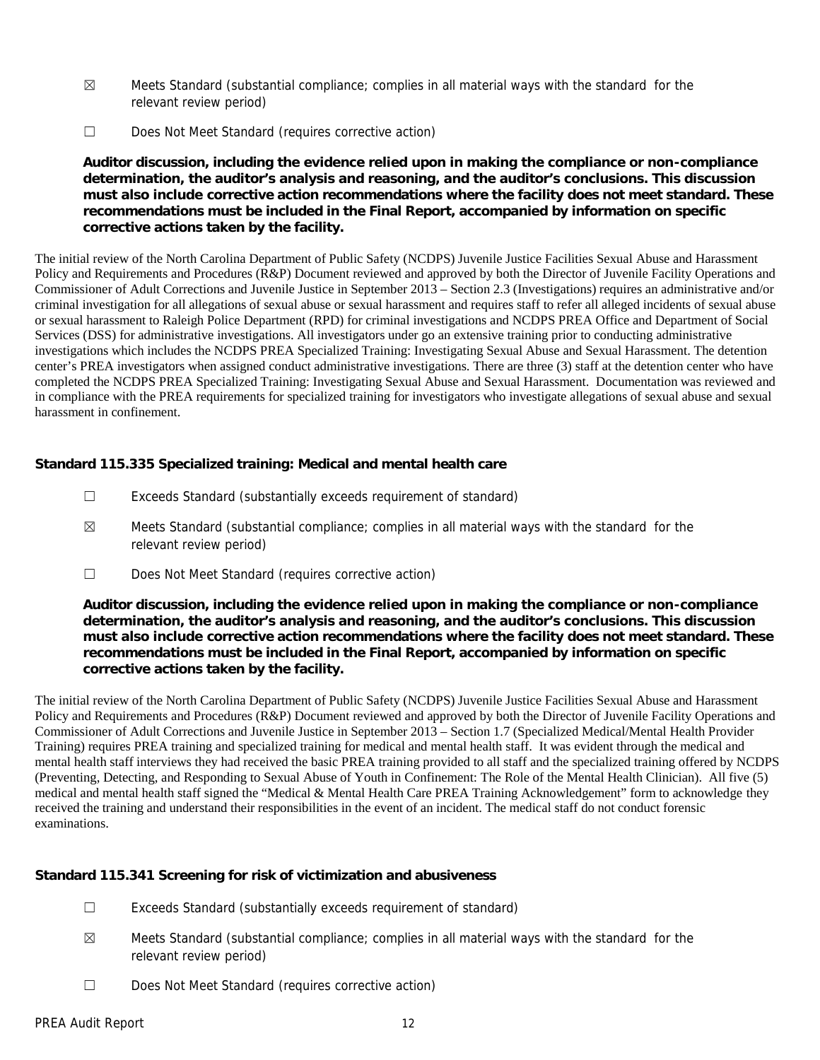☒ Meets Standard (substantial compliance; complies in all material ways with the standard for the relevant review period)

☐ Does Not Meet Standard (requires corrective action)

**Auditor discussion, including the evidence relied upon in making the compliance or non-compliance determination, the auditor's analysis and reasoning, and the auditor's conclusions. This discussion must also include corrective action recommendations where the facility does not meet standard. These recommendations must be included in the Final Report, accompanied by information on specific corrective actions taken by the facility.**

The initial review of the North Carolina Department of Public Safety (NCDPS) Juvenile Justice Facilities Sexual Abuse and Harassment Policy and Requirements and Procedures (R&P) Document reviewed and approved by both the Director of Juvenile Facility Operations and Commissioner of Adult Corrections and Juvenile Justice in September 2013 – Section 2.3 (Investigations) requires an administrative and/or criminal investigation for all allegations of sexual abuse or sexual harassment and requires staff to refer all alleged incidents of sexual abuse or sexual harassment to Raleigh Police Department (RPD) for criminal investigations and NCDPS PREA Office and Department of Social Services (DSS) for administrative investigations. All investigators under go an extensive training prior to conducting administrative investigations which includes the NCDPS PREA Specialized Training: Investigating Sexual Abuse and Sexual Harassment. The detention center's PREA investigators when assigned conduct administrative investigations. There are three (3) staff at the detention center who have completed the NCDPS PREA Specialized Training: Investigating Sexual Abuse and Sexual Harassment. Documentation was reviewed and in compliance with the PREA requirements for specialized training for investigators who investigate allegations of sexual abuse and sexual harassment in confinement.

### Standard 115.335 Specialized training: Medical and mental health care

☐ Exceeds Standard (substantially exceeds requirement of standard)

☒ Meets Standard (substantial compliance; complies in all material ways with the standard for the relevant review period)

☐ Does Not Meet Standard (requires corrective action)

**Auditor discussion, including the evidence relied upon in making the compliance or non-compliance determination, the auditor's analysis and reasoning, and the auditor's conclusions. This discussion must also include corrective action recommendations where the facility does not meet standard. These recommendations must be included in the Final Report, accompanied by information on specific corrective actions taken by the facility.**

The initial review of the North Carolina Department of Public Safety (NCDPS) Juvenile Justice Facilities Sexual Abuse and Harassment Policy and Requirements and Procedures (R&P) Document reviewed and approved by both the Director of Juvenile Facility Operations and Commissioner of Adult Corrections and Juvenile Justice in September 2013 – Section 1.7 (Specialized Medical/Mental Health Provider Training) requires PREA training and specialized training for medical and mental health staff. It was evident through the medical and mental health staff interviews they had received the basic PREA training provided to all staff and the specialized training offered by NCDPS (Preventing, Detecting, and Responding to Sexual Abuse of Youth in Confinement: The Role of the Mental Health Clinician). All five (5) medical and mental health staff signed the "Medical & Mental Health Care PREA Training Acknowledgement" form to acknowledge they received the training and understand their responsibilities in the event of an incident. The medical staff do not conduct forensic examinations.

### Standard 115.341 Screening for risk of victimization and abusiveness

☐ Exceeds Standard (substantially exceeds requirement of standard)

☒ Meets Standard (substantial compliance; complies in all material ways with the standard for the relevant review period)

☐ Does Not Meet Standard (requires corrective action)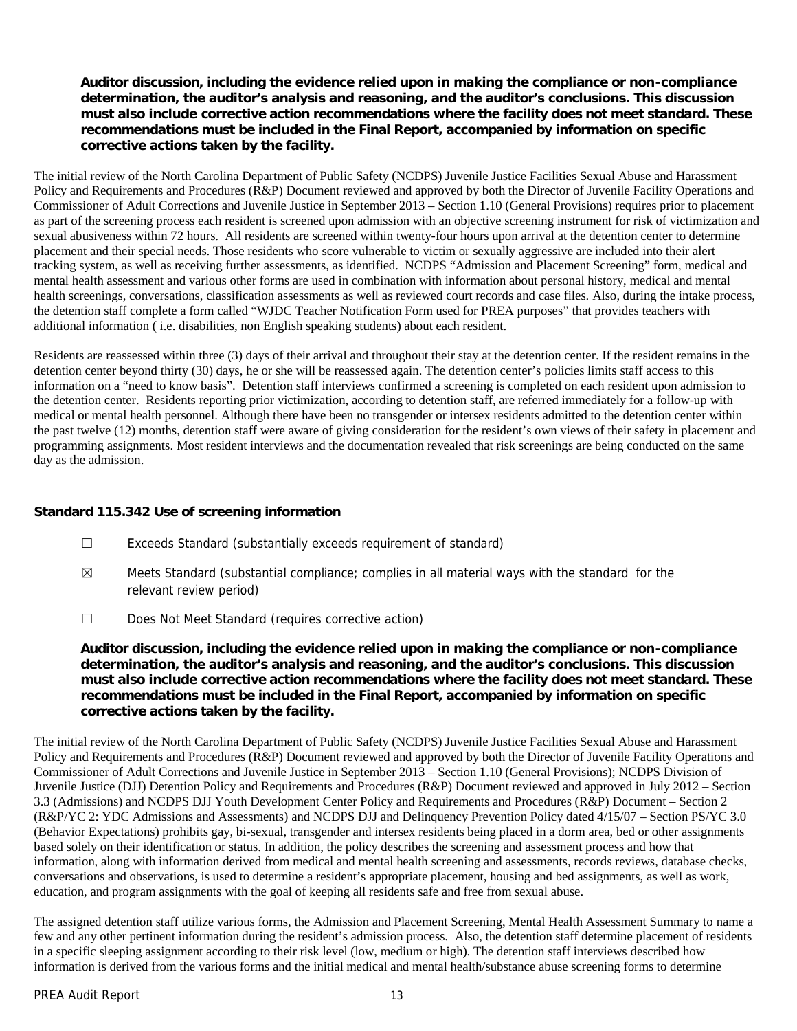**Auditor discussion, including the evidence relied upon in making the compliance or non-compliance determination, the auditor's analysis and reasoning, and the auditor's conclusions. This discussion must also include corrective action recommendations where the facility does not meet standard. These recommendations must be included in the Final Report, accompanied by information on specific corrective actions taken by the facility.**

The initial review of the North Carolina Department of Public Safety (NCDPS) Juvenile Justice Facilities Sexual Abuse and Harassment Policy and Requirements and Procedures (R&P) Document reviewed and approved by both the Director of Juvenile Facility Operations and Commissioner of Adult Corrections and Juvenile Justice in September 2013 – Section 1.10 (General Provisions) requires prior to placement as part of the screening process each resident is screened upon admission with an objective screening instrument for risk of victimization and sexual abusiveness within 72 hours. All residents are screened within twenty-four hours upon arrival at the detention center to determine placement and their special needs. Those residents who score vulnerable to victim or sexually aggressive are included into their alert tracking system, as well as receiving further assessments, as identified. NCDPS "Admission and Placement Screening" form, medical and mental health assessment and various other forms are used in combination with information about personal history, medical and mental health screenings, conversations, classification assessments as well as reviewed court records and case files. Also, during the intake process, the detention staff complete a form called "WJDC Teacher Notification Form used for PREA purposes" that provides teachers with additional information ( i.e. disabilities, non English speaking students) about each resident.

Residents are reassessed within three (3) days of their arrival and throughout their stay at the detention center. If the resident remains in the detention center beyond thirty (30) days, he or she will be reassessed again. The detention center's policies limits staff access to this information on a "need to know basis". Detention staff interviews confirmed a screening is completed on each resident upon admission to the detention center. Residents reporting prior victimization, according to detention staff, are referred immediately for a follow-up with medical or mental health personnel. Although there have been no transgender or intersex residents admitted to the detention center within the past twelve (12) months, detention staff were aware of giving consideration for the resident's own views of their safety in placement and programming assignments. Most resident interviews and the documentation revealed that risk screenings are being conducted on the same day as the admission.

### Standard 115.342 Use of screening information

- ☐ Exceeds Standard (substantially exceeds requirement of standard)
- ☒ Meets Standard (substantial compliance; complies in all material ways with the standard for the relevant review period)
- ☐ Does Not Meet Standard (requires corrective action)

**Auditor discussion, including the evidence relied upon in making the compliance or non-compliance determination, the auditor's analysis and reasoning, and the auditor's conclusions. This discussion must also include corrective action recommendations where the facility does not meet standard. These recommendations must be included in the Final Report, accompanied by information on specific corrective actions taken by the facility.**

The initial review of the North Carolina Department of Public Safety (NCDPS) Juvenile Justice Facilities Sexual Abuse and Harassment Policy and Requirements and Procedures (R&P) Document reviewed and approved by both the Director of Juvenile Facility Operations and Commissioner of Adult Corrections and Juvenile Justice in September 2013 – Section 1.10 (General Provisions); NCDPS Division of Juvenile Justice (DJJ) Detention Policy and Requirements and Procedures (R&P) Document reviewed and approved in July 2012 – Section 3.3 (Admissions) and NCDPS DJJ Youth Development Center Policy and Requirements and Procedures (R&P) Document – Section 2 (R&P/YC 2: YDC Admissions and Assessments) and NCDPS DJJ and Delinquency Prevention Policy dated 4/15/07 – Section PS/YC 3.0 (Behavior Expectations) prohibits gay, bi-sexual, transgender and intersex residents being placed in a dorm area, bed or other assignments based solely on their identification or status. In addition, the policy describes the screening and assessment process and how that information, along with information derived from medical and mental health screening and assessments, records reviews, database checks, conversations and observations, is used to determine a resident's appropriate placement, housing and bed assignments, as well as work, education, and program assignments with the goal of keeping all residents safe and free from sexual abuse.

The assigned detention staff utilize various forms, the Admission and Placement Screening, Mental Health Assessment Summary to name a few and any other pertinent information during the resident's admission process. Also, the detention staff determine placement of residents in a specific sleeping assignment according to their risk level (low, medium or high). The detention staff interviews described how information is derived from the various forms and the initial medical and mental health/substance abuse screening forms to determine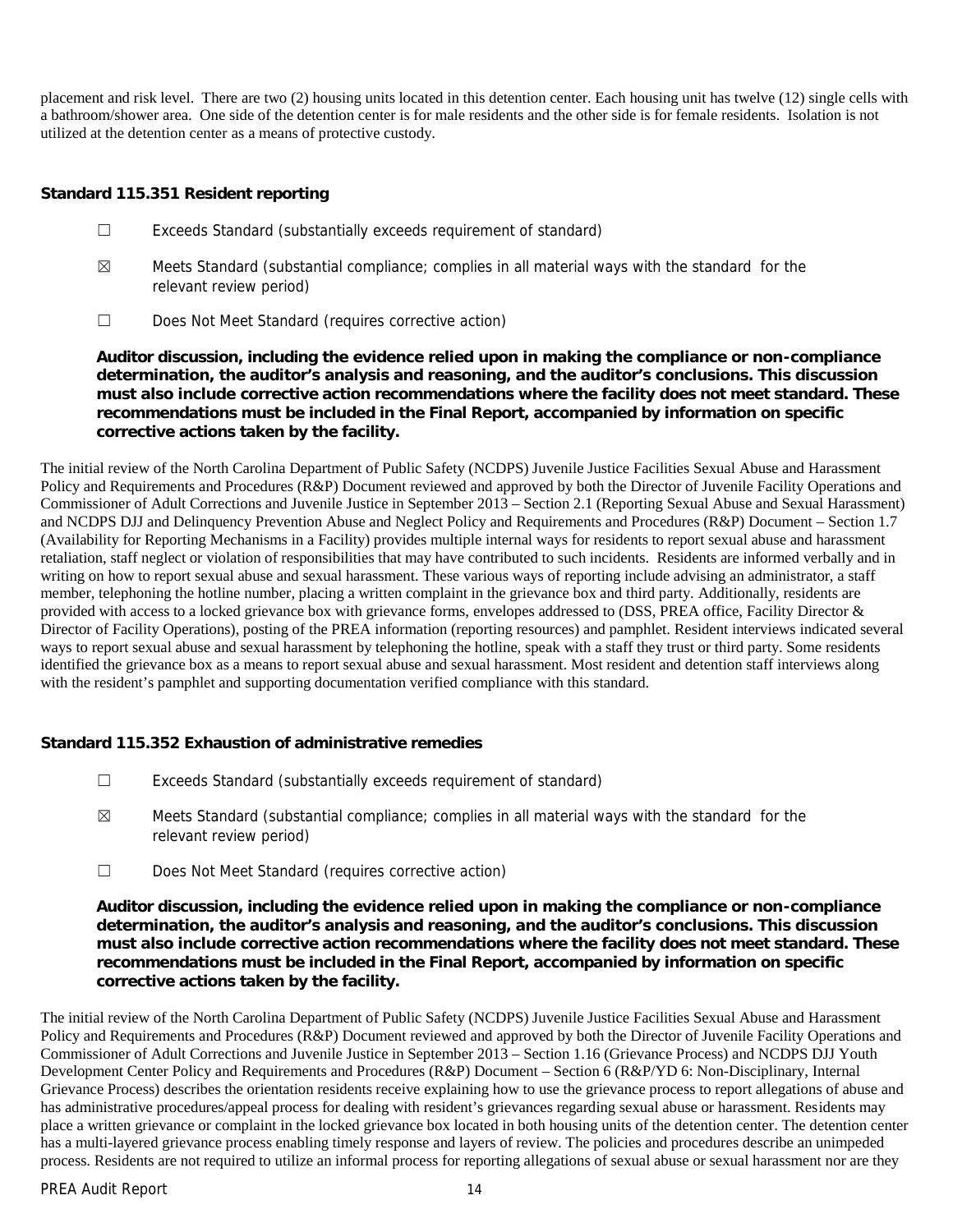placement and risk level. There are two (2) housing units located in this detention center. Each housing unit has twelve (12) single cells with a bathroom/shower area. One side of the detention center is for male residents and the other side is for female residents. Isolation is not utilized at the detention center as a means of protective custody.

## Standard 115.351 Resident reporting

☐ Exceeds Standard (substantially exceeds requirement of standard)

☒ Meets Standard (substantial compliance; complies in all material ways with the standard for the relevant review period)

☐ Does Not Meet Standard (requires corrective action)

**Auditor discussion, including the evidence relied upon in making the compliance or non-compliance determination, the auditor's analysis and reasoning, and the auditor's conclusions. This discussion must also include corrective action recommendations where the facility does not meet standard. These recommendations must be included in the Final Report, accompanied by information on specific corrective actions taken by the facility.**

The initial review of the North Carolina Department of Public Safety (NCDPS) Juvenile Justice Facilities Sexual Abuse and Harassment Policy and Requirements and Procedures (R&P) Document reviewed and approved by both the Director of Juvenile Facility Operations and Commissioner of Adult Corrections and Juvenile Justice in September 2013 – Section 2.1 (Reporting Sexual Abuse and Sexual Harassment) and NCDPS DJJ and Delinquency Prevention Abuse and Neglect Policy and Requirements and Procedures (R&P) Document – Section 1.7 (Availability for Reporting Mechanisms in a Facility) provides multiple internal ways for residents to report sexual abuse and harassment retaliation, staff neglect or violation of responsibilities that may have contributed to such incidents. Residents are informed verbally and in writing on how to report sexual abuse and sexual harassment. These various ways of reporting include advising an administrator, a staff member, telephoning the hotline number, placing a written complaint in the grievance box and third party. Additionally, residents are provided with access to a locked grievance box with grievance forms, envelopes addressed to (DSS, PREA office, Facility Director & Director of Facility Operations), posting of the PREA information (reporting resources) and pamphlet. Resident interviews indicated several ways to report sexual abuse and sexual harassment by telephoning the hotline, speak with a staff they trust or third party. Some residents identified the grievance box as a means to report sexual abuse and sexual harassment. Most resident and detention staff interviews along with the resident's pamphlet and supporting documentation verified compliance with this standard.

## Standard 115.352 Exhaustion of administrative remedies

☐ Exceeds Standard (substantially exceeds requirement of standard)

☒ Meets Standard (substantial compliance; complies in all material ways with the standard for the relevant review period)

☐ Does Not Meet Standard (requires corrective action)

**Auditor discussion, including the evidence relied upon in making the compliance or non-compliance determination, the auditor's analysis and reasoning, and the auditor's conclusions. This discussion must also include corrective action recommendations where the facility does not meet standard. These recommendations must be included in the Final Report, accompanied by information on specific corrective actions taken by the facility.**

The initial review of the North Carolina Department of Public Safety (NCDPS) Juvenile Justice Facilities Sexual Abuse and Harassment Policy and Requirements and Procedures (R&P) Document reviewed and approved by both the Director of Juvenile Facility Operations and Commissioner of Adult Corrections and Juvenile Justice in September 2013 – Section 1.16 (Grievance Process) and NCDPS DJJ Youth Development Center Policy and Requirements and Procedures (R&P) Document – Section 6 (R&P/YD 6: Non-Disciplinary, Internal Grievance Process) describes the orientation residents receive explaining how to use the grievance process to report allegations of abuse and has administrative procedures/appeal process for dealing with resident's grievances regarding sexual abuse or harassment. Residents may place a written grievance or complaint in the locked grievance box located in both housing units of the detention center. The detention center has a multi-layered grievance process enabling timely response and layers of review. The policies and procedures describe an unimpeded process. Residents are not required to utilize an informal process for reporting allegations of sexual abuse or sexual harassment nor are they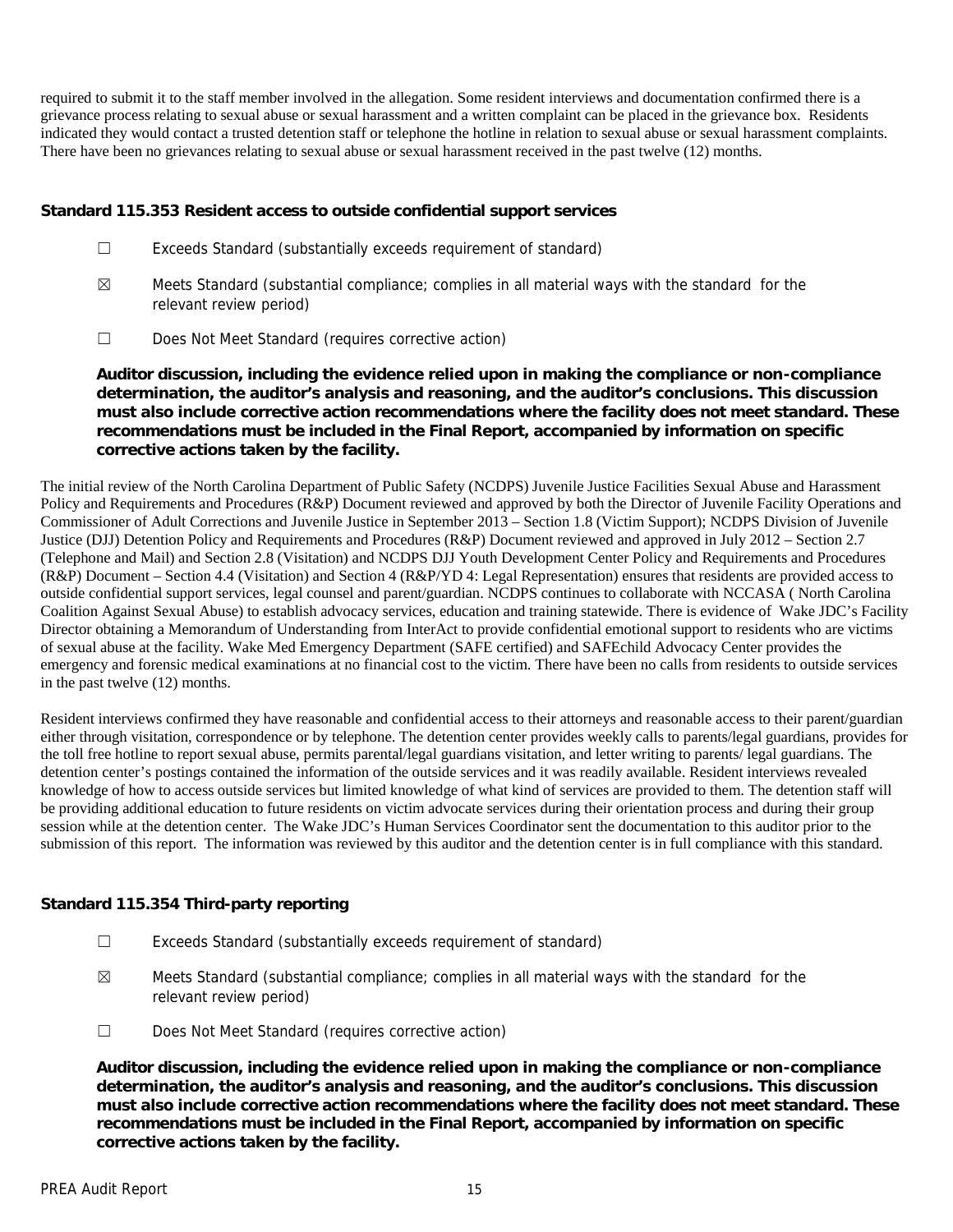required to submit it to the staff member involved in the allegation. Some resident interviews and documentation confirmed there is a grievance process relating to sexual abuse or sexual harassment and a written complaint can be placed in the grievance box. Residents indicated they would contact a trusted detention staff or telephone the hotline in relation to sexual abuse or sexual harassment complaints. There have been no grievances relating to sexual abuse or sexual harassment received in the past twelve (12) months.

### Standard 115.353 Resident access to outside confidential support services

☐ Exceeds Standard (substantially exceeds requirement of standard)

☒ Meets Standard (substantial compliance; complies in all material ways with the standard for the relevant review period)

☐ Does Not Meet Standard (requires corrective action)

**Auditor discussion, including the evidence relied upon in making the compliance or non-compliance determination, the auditor's analysis and reasoning, and the auditor's conclusions. This discussion must also include corrective action recommendations where the facility does not meet standard. These recommendations must be included in the Final Report, accompanied by information on specific corrective actions taken by the facility.**

The initial review of the North Carolina Department of Public Safety (NCDPS) Juvenile Justice Facilities Sexual Abuse and Harassment Policy and Requirements and Procedures (R&P) Document reviewed and approved by both the Director of Juvenile Facility Operations and Commissioner of Adult Corrections and Juvenile Justice in September 2013 – Section 1.8 (Victim Support); NCDPS Division of Juvenile Justice (DJJ) Detention Policy and Requirements and Procedures (R&P) Document reviewed and approved in July 2012 – Section 2.7 (Telephone and Mail) and Section 2.8 (Visitation) and NCDPS DJJ Youth Development Center Policy and Requirements and Procedures (R&P) Document – Section 4.4 (Visitation) and Section 4 (R&P/YD 4: Legal Representation) ensures that residents are provided access to outside confidential support services, legal counsel and parent/guardian. NCDPS continues to collaborate with NCCASA ( North Carolina Coalition Against Sexual Abuse) to establish advocacy services, education and training statewide. There is evidence of Wake JDC's Facility Director obtaining a Memorandum of Understanding from InterAct to provide confidential emotional support to residents who are victims of sexual abuse at the facility. Wake Med Emergency Department (SAFE certified) and SAFEchild Advocacy Center provides the emergency and forensic medical examinations at no financial cost to the victim. There have been no calls from residents to outside services in the past twelve (12) months.

Resident interviews confirmed they have reasonable and confidential access to their attorneys and reasonable access to their parent/guardian either through visitation, correspondence or by telephone. The detention center provides weekly calls to parents/legal guardians, provides for the toll free hotline to report sexual abuse, permits parental/legal guardians visitation, and letter writing to parents/ legal guardians. The detention center's postings contained the information of the outside services and it was readily available. Resident interviews revealed knowledge of how to access outside services but limited knowledge of what kind of services are provided to them. The detention staff will be providing additional education to future residents on victim advocate services during their orientation process and during their group session while at the detention center. The Wake JDC's Human Services Coordinator sent the documentation to this auditor prior to the submission of this report. The information was reviewed by this auditor and the detention center is in full compliance with this standard.

### Standard 115.354 Third-party reporting

☐ Exceeds Standard (substantially exceeds requirement of standard)

☒ Meets Standard (substantial compliance; complies in all material ways with the standard for the relevant review period)

☐ Does Not Meet Standard (requires corrective action)

**Auditor discussion, including the evidence relied upon in making the compliance or non-compliance determination, the auditor's analysis and reasoning, and the auditor's conclusions. This discussion must also include corrective action recommendations where the facility does not meet standard. These recommendations must be included in the Final Report, accompanied by information on specific corrective actions taken by the facility.**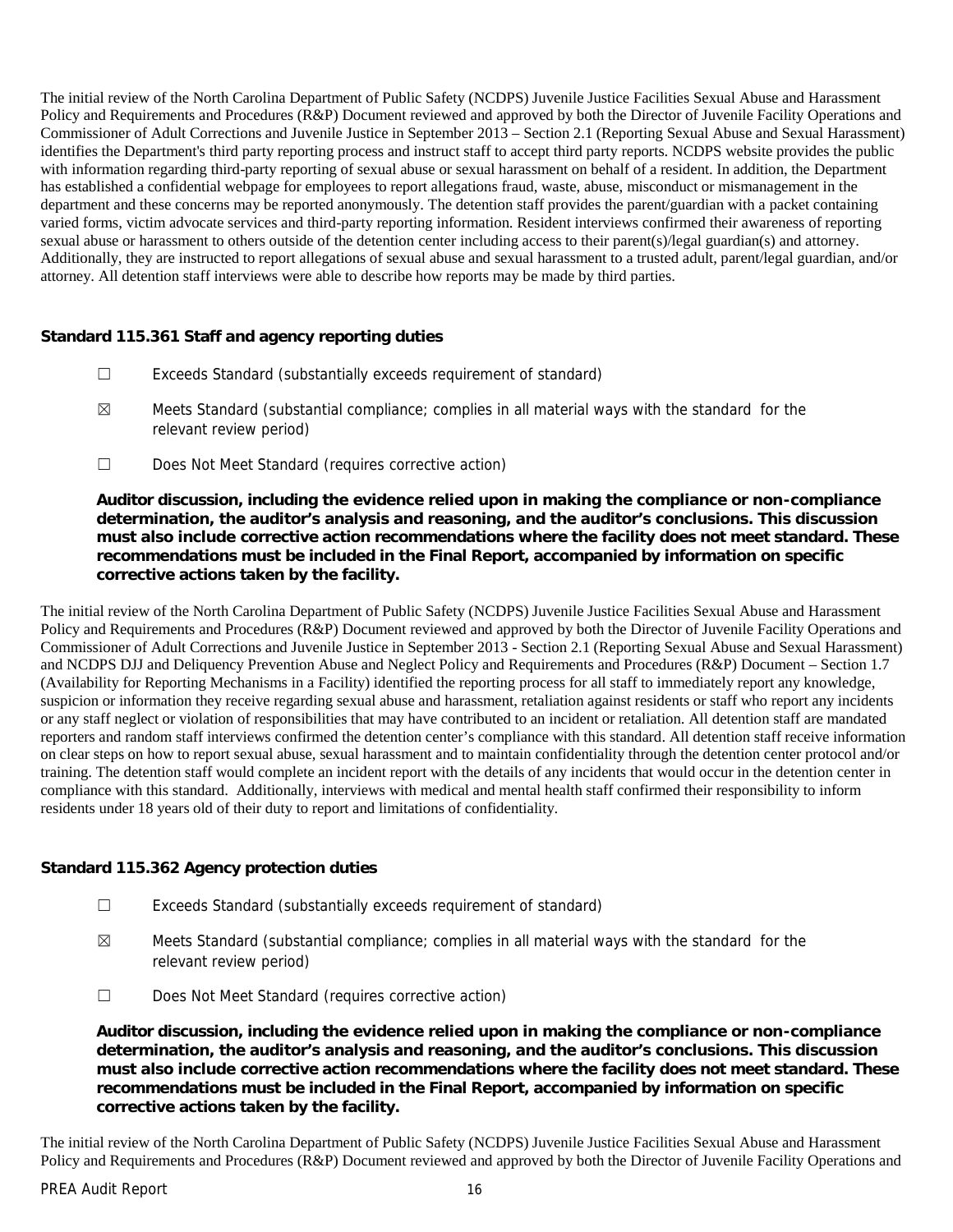The initial review of the North Carolina Department of Public Safety (NCDPS) Juvenile Justice Facilities Sexual Abuse and Harassment Policy and Requirements and Procedures (R&P) Document reviewed and approved by both the Director of Juvenile Facility Operations and Commissioner of Adult Corrections and Juvenile Justice in September 2013 – Section 2.1 (Reporting Sexual Abuse and Sexual Harassment) identifies the Department's third party reporting process and instruct staff to accept third party reports. NCDPS website provides the public with information regarding third-party reporting of sexual abuse or sexual harassment on behalf of a resident. In addition, the Department has established a confidential webpage for employees to report allegations fraud, waste, abuse, misconduct or mismanagement in the department and these concerns may be reported anonymously. The detention staff provides the parent/guardian with a packet containing varied forms, victim advocate services and third-party reporting information. Resident interviews confirmed their awareness of reporting sexual abuse or harassment to others outside of the detention center including access to their parent(s)/legal guardian(s) and attorney. Additionally, they are instructed to report allegations of sexual abuse and sexual harassment to a trusted adult, parent/legal guardian, and/or attorney. All detention staff interviews were able to describe how reports may be made by third parties.

### Standard 115.361 Staff and agency reporting duties

☐ Exceeds Standard (substantially exceeds requirement of standard)

☒ Meets Standard (substantial compliance; complies in all material ways with the standard for the relevant review period)

☐ Does Not Meet Standard (requires corrective action)

**Auditor discussion, including the evidence relied upon in making the compliance or non-compliance determination, the auditor's analysis and reasoning, and the auditor's conclusions. This discussion must also include corrective action recommendations where the facility does not meet standard. These recommendations must be included in the Final Report, accompanied by information on specific corrective actions taken by the facility.**

The initial review of the North Carolina Department of Public Safety (NCDPS) Juvenile Justice Facilities Sexual Abuse and Harassment Policy and Requirements and Procedures (R&P) Document reviewed and approved by both the Director of Juvenile Facility Operations and Commissioner of Adult Corrections and Juvenile Justice in September 2013 - Section 2.1 (Reporting Sexual Abuse and Sexual Harassment) and NCDPS DJJ and Deliquency Prevention Abuse and Neglect Policy and Requirements and Procedures (R&P) Document – Section 1.7 (Availability for Reporting Mechanisms in a Facility) identified the reporting process for all staff to immediately report any knowledge, suspicion or information they receive regarding sexual abuse and harassment, retaliation against residents or staff who report any incidents or any staff neglect or violation of responsibilities that may have contributed to an incident or retaliation. All detention staff are mandated reporters and random staff interviews confirmed the detention center's compliance with this standard. All detention staff receive information on clear steps on how to report sexual abuse, sexual harassment and to maintain confidentiality through the detention center protocol and/or training. The detention staff would complete an incident report with the details of any incidents that would occur in the detention center in compliance with this standard. Additionally, interviews with medical and mental health staff confirmed their responsibility to inform residents under 18 years old of their duty to report and limitations of confidentiality.

### Standard 115.362 Agency protection duties

☐ Exceeds Standard (substantially exceeds requirement of standard)

☒ Meets Standard (substantial compliance; complies in all material ways with the standard for the relevant review period)

☐ Does Not Meet Standard (requires corrective action)

**Auditor discussion, including the evidence relied upon in making the compliance or non-compliance determination, the auditor's analysis and reasoning, and the auditor's conclusions. This discussion must also include corrective action recommendations where the facility does not meet standard. These recommendations must be included in the Final Report, accompanied by information on specific corrective actions taken by the facility.**

The initial review of the North Carolina Department of Public Safety (NCDPS) Juvenile Justice Facilities Sexual Abuse and Harassment Policy and Requirements and Procedures (R&P) Document reviewed and approved by both the Director of Juvenile Facility Operations and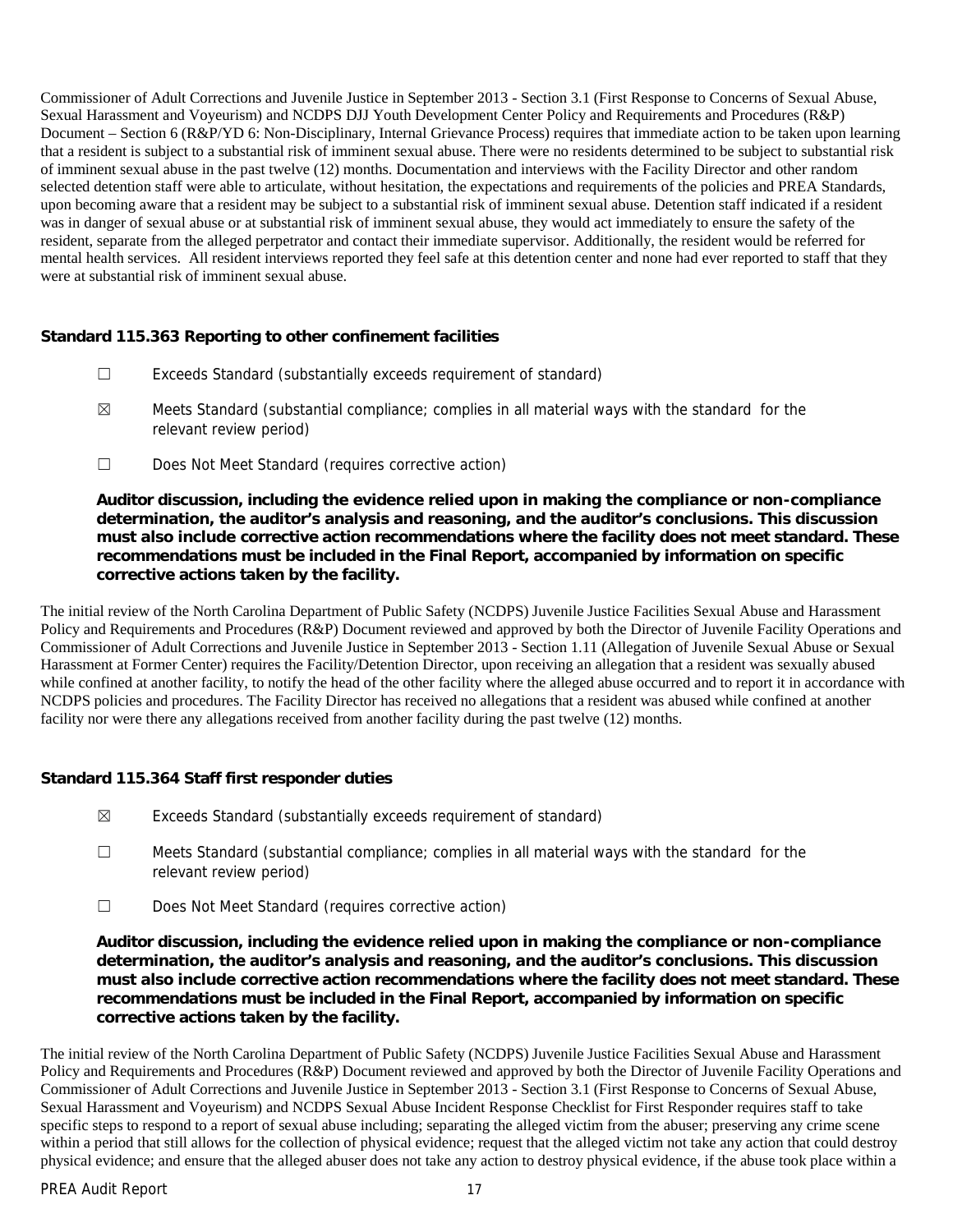Commissioner of Adult Corrections and Juvenile Justice in September 2013 - Section 3.1 (First Response to Concerns of Sexual Abuse, Sexual Harassment and Voyeurism) and NCDPS DJJ Youth Development Center Policy and Requirements and Procedures (R&P) Document – Section 6 (R&P/YD 6: Non-Disciplinary, Internal Grievance Process) requires that immediate action to be taken upon learning that a resident is subject to a substantial risk of imminent sexual abuse. There were no residents determined to be subject to substantial risk of imminent sexual abuse in the past twelve (12) months. Documentation and interviews with the Facility Director and other random selected detention staff were able to articulate, without hesitation, the expectations and requirements of the policies and PREA Standards, upon becoming aware that a resident may be subject to a substantial risk of imminent sexual abuse. Detention staff indicated if a resident was in danger of sexual abuse or at substantial risk of imminent sexual abuse, they would act immediately to ensure the safety of the resident, separate from the alleged perpetrator and contact their immediate supervisor. Additionally, the resident would be referred for mental health services. All resident interviews reported they feel safe at this detention center and none had ever reported to staff that they were at substantial risk of imminent sexual abuse.

**Standard 115.363 Reporting to other confinement facilities**

- ☐ Exceeds Standard (substantially exceeds requirement of standard)
- ☒ Meets Standard (substantial compliance; complies in all material ways with the standard for the relevant review period)
- ☐ Does Not Meet Standard (requires corrective action)

**Auditor discussion, including the evidence relied upon in making the compliance or non-compliance determination, the auditor's analysis and reasoning, and the auditor's conclusions. This discussion must also include corrective action recommendations where the facility does not meet standard. These recommendations must be included in the Final Report, accompanied by information on specific corrective actions taken by the facility.**

The initial review of the North Carolina Department of Public Safety (NCDPS) Juvenile Justice Facilities Sexual Abuse and Harassment Policy and Requirements and Procedures (R&P) Document reviewed and approved by both the Director of Juvenile Facility Operations and Commissioner of Adult Corrections and Juvenile Justice in September 2013 - Section 1.11 (Allegation of Juvenile Sexual Abuse or Sexual Harassment at Former Center) requires the Facility/Detention Director, upon receiving an allegation that a resident was sexually abused while confined at another facility, to notify the head of the other facility where the alleged abuse occurred and to report it in accordance with NCDPS policies and procedures. The Facility Director has received no allegations that a resident was abused while confined at another facility nor were there any allegations received from another facility during the past twelve (12) months.

**Standard 115.364 Staff first responder duties**

- ☒ Exceeds Standard (substantially exceeds requirement of standard)
- ☐ Meets Standard (substantial compliance; complies in all material ways with the standard for the relevant review period)
- ☐ Does Not Meet Standard (requires corrective action)

**Auditor discussion, including the evidence relied upon in making the compliance or non-compliance determination, the auditor's analysis and reasoning, and the auditor's conclusions. This discussion must also include corrective action recommendations where the facility does not meet standard. These recommendations must be included in the Final Report, accompanied by information on specific corrective actions taken by the facility.**

The initial review of the North Carolina Department of Public Safety (NCDPS) Juvenile Justice Facilities Sexual Abuse and Harassment Policy and Requirements and Procedures (R&P) Document reviewed and approved by both the Director of Juvenile Facility Operations and Commissioner of Adult Corrections and Juvenile Justice in September 2013 - Section 3.1 (First Response to Concerns of Sexual Abuse, Sexual Harassment and Voyeurism) and NCDPS Sexual Abuse Incident Response Checklist for First Responder requires staff to take specific steps to respond to a report of sexual abuse including; separating the alleged victim from the abuser; preserving any crime scene within a period that still allows for the collection of physical evidence; request that the alleged victim not take any action that could destroy physical evidence; and ensure that the alleged abuser does not take any action to destroy physical evidence, if the abuse took place within a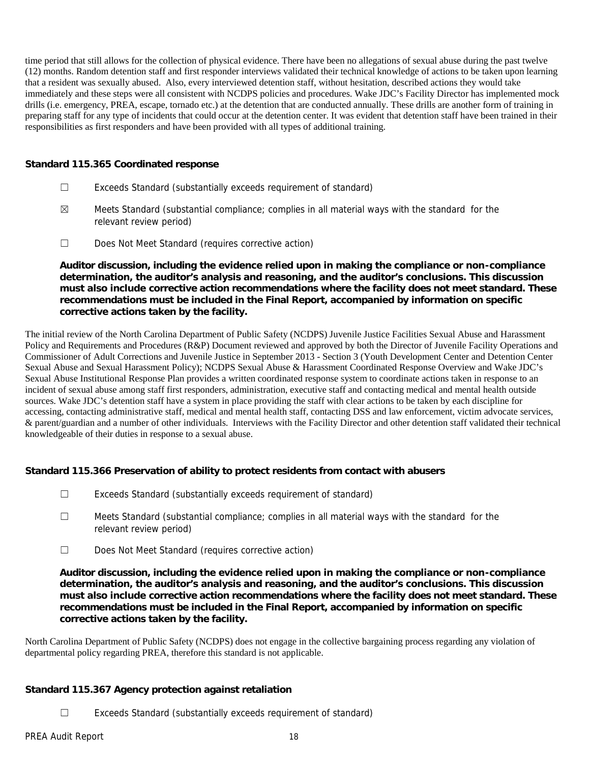time period that still allows for the collection of physical evidence. There have been no allegations of sexual abuse during the past twelve (12) months. Random detention staff and first responder interviews validated their technical knowledge of actions to be taken upon learning that a resident was sexually abused. Also, every interviewed detention staff, without hesitation, described actions they would take immediately and these steps were all consistent with NCDPS policies and procedures. Wake JDC's Facility Director has implemented mock drills (i.e. emergency, PREA, escape, tornado etc.) at the detention that are conducted annually. These drills are another form of training in preparing staff for any type of incidents that could occur at the detention center. It was evident that detention staff have been trained in their responsibilities as first responders and have been provided with all types of additional training.

### Standard 115.365 Coordinated response

☐ Exceeds Standard (substantially exceeds requirement of standard)

☒ Meets Standard (substantial compliance; complies in all material ways with the standard for the relevant review period)

☐ Does Not Meet Standard (requires corrective action)

**Auditor discussion, including the evidence relied upon in making the compliance or non-compliance determination, the auditor's analysis and reasoning, and the auditor's conclusions. This discussion must also include corrective action recommendations where the facility does not meet standard. These recommendations must be included in the Final Report, accompanied by information on specific corrective actions taken by the facility.**

The initial review of the North Carolina Department of Public Safety (NCDPS) Juvenile Justice Facilities Sexual Abuse and Harassment Policy and Requirements and Procedures (R&P) Document reviewed and approved by both the Director of Juvenile Facility Operations and Commissioner of Adult Corrections and Juvenile Justice in September 2013 - Section 3 (Youth Development Center and Detention Center Sexual Abuse and Sexual Harassment Policy); NCDPS Sexual Abuse & Harassment Coordinated Response Overview and Wake JDC's Sexual Abuse Institutional Response Plan provides a written coordinated response system to coordinate actions taken in response to an incident of sexual abuse among staff first responders, administration, executive staff and contacting medical and mental health outside sources. Wake JDC's detention staff have a system in place providing the staff with clear actions to be taken by each discipline for accessing, contacting administrative staff, medical and mental health staff, contacting DSS and law enforcement, victim advocate services, & parent/guardian and a number of other individuals. Interviews with the Facility Director and other detention staff validated their technical knowledgeable of their duties in response to a sexual abuse.

### Standard 115.366 Preservation of ability to protect residents from contact with abusers

☐ Exceeds Standard (substantially exceeds requirement of standard)

☐ Meets Standard (substantial compliance; complies in all material ways with the standard for the relevant review period)

☐ Does Not Meet Standard (requires corrective action)

**Auditor discussion, including the evidence relied upon in making the compliance or non-compliance determination, the auditor's analysis and reasoning, and the auditor's conclusions. This discussion must also include corrective action recommendations where the facility does not meet standard. These recommendations must be included in the Final Report, accompanied by information on specific corrective actions taken by the facility.**

North Carolina Department of Public Safety (NCDPS) does not engage in the collective bargaining process regarding any violation of departmental policy regarding PREA, therefore this standard is not applicable.

### Standard 115.367 Agency protection against retaliation

☐ Exceeds Standard (substantially exceeds requirement of standard)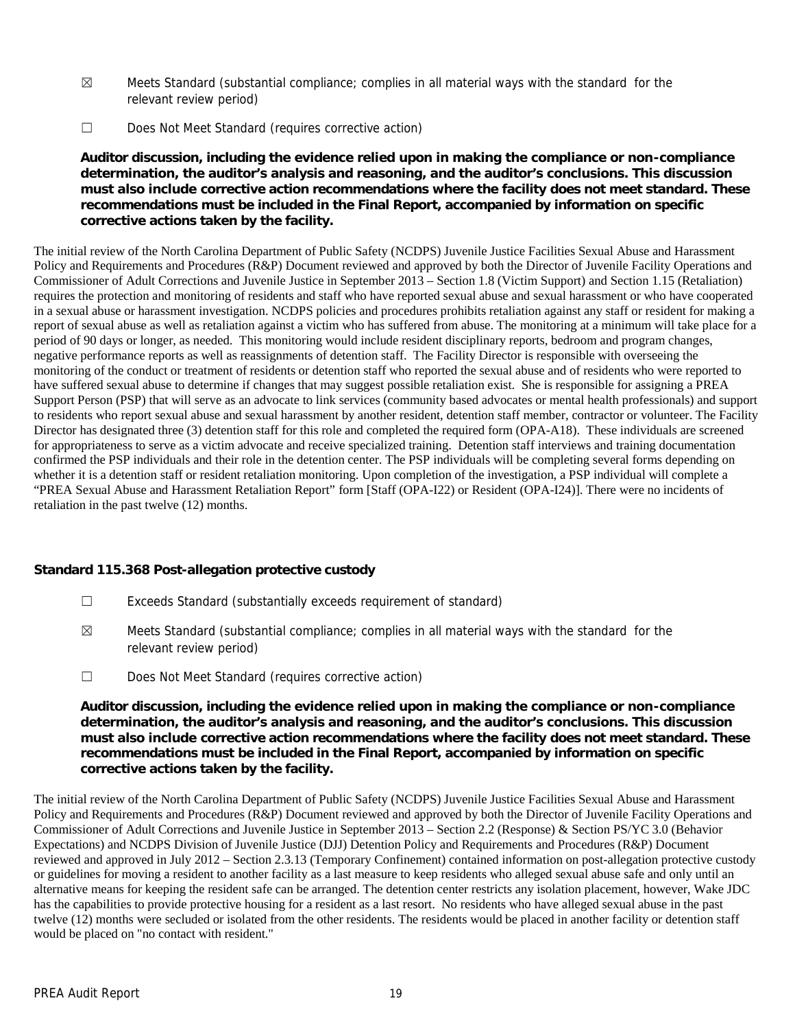☒ Meets Standard (substantial compliance; complies in all material ways with the standard for the relevant review period)

☐ Does Not Meet Standard (requires corrective action)

**Auditor discussion, including the evidence relied upon in making the compliance or non-compliance determination, the auditor's analysis and reasoning, and the auditor's conclusions. This discussion must also include corrective action recommendations where the facility does not meet standard. These recommendations must be included in the Final Report, accompanied by information on specific corrective actions taken by the facility.**

The initial review of the North Carolina Department of Public Safety (NCDPS) Juvenile Justice Facilities Sexual Abuse and Harassment Policy and Requirements and Procedures (R&P) Document reviewed and approved by both the Director of Juvenile Facility Operations and Commissioner of Adult Corrections and Juvenile Justice in September 2013 – Section 1.8 (Victim Support) and Section 1.15 (Retaliation) requires the protection and monitoring of residents and staff who have reported sexual abuse and sexual harassment or who have cooperated in a sexual abuse or harassment investigation. NCDPS policies and procedures prohibits retaliation against any staff or resident for making a report of sexual abuse as well as retaliation against a victim who has suffered from abuse. The monitoring at a minimum will take place for a period of 90 days or longer, as needed. This monitoring would include resident disciplinary reports, bedroom and program changes, negative performance reports as well as reassignments of detention staff. The Facility Director is responsible with overseeing the monitoring of the conduct or treatment of residents or detention staff who reported the sexual abuse and of residents who were reported to have suffered sexual abuse to determine if changes that may suggest possible retaliation exist. She is responsible for assigning a PREA Support Person (PSP) that will serve as an advocate to link services (community based advocates or mental health professionals) and support to residents who report sexual abuse and sexual harassment by another resident, detention staff member, contractor or volunteer. The Facility Director has designated three (3) detention staff for this role and completed the required form (OPA-A18). These individuals are screened for appropriateness to serve as a victim advocate and receive specialized training. Detention staff interviews and training documentation confirmed the PSP individuals and their role in the detention center. The PSP individuals will be completing several forms depending on whether it is a detention staff or resident retaliation monitoring. Upon completion of the investigation, a PSP individual will complete a "PREA Sexual Abuse and Harassment Retaliation Report" form [Staff (OPA-I22) or Resident (OPA-I24)]. There were no incidents of retaliation in the past twelve (12) months.

### Standard 115.368 Post-allegation protective custody

☐ Exceeds Standard (substantially exceeds requirement of standard)

☒ Meets Standard (substantial compliance; complies in all material ways with the standard for the relevant review period)

☐ Does Not Meet Standard (requires corrective action)

**Auditor discussion, including the evidence relied upon in making the compliance or non-compliance determination, the auditor's analysis and reasoning, and the auditor's conclusions. This discussion must also include corrective action recommendations where the facility does not meet standard. These recommendations must be included in the Final Report, accompanied by information on specific corrective actions taken by the facility.**

The initial review of the North Carolina Department of Public Safety (NCDPS) Juvenile Justice Facilities Sexual Abuse and Harassment Policy and Requirements and Procedures (R&P) Document reviewed and approved by both the Director of Juvenile Facility Operations and Commissioner of Adult Corrections and Juvenile Justice in September 2013 – Section 2.2 (Response) & Section PS/YC 3.0 (Behavior Expectations) and NCDPS Division of Juvenile Justice (DJJ) Detention Policy and Requirements and Procedures (R&P) Document reviewed and approved in July 2012 – Section 2.3.13 (Temporary Confinement) contained information on post-allegation protective custody or guidelines for moving a resident to another facility as a last measure to keep residents who alleged sexual abuse safe and only until an alternative means for keeping the resident safe can be arranged. The detention center restricts any isolation placement, however, Wake JDC has the capabilities to provide protective housing for a resident as a last resort. No residents who have alleged sexual abuse in the past twelve (12) months were secluded or isolated from the other residents. The residents would be placed in another facility or detention staff would be placed on "no contact with resident."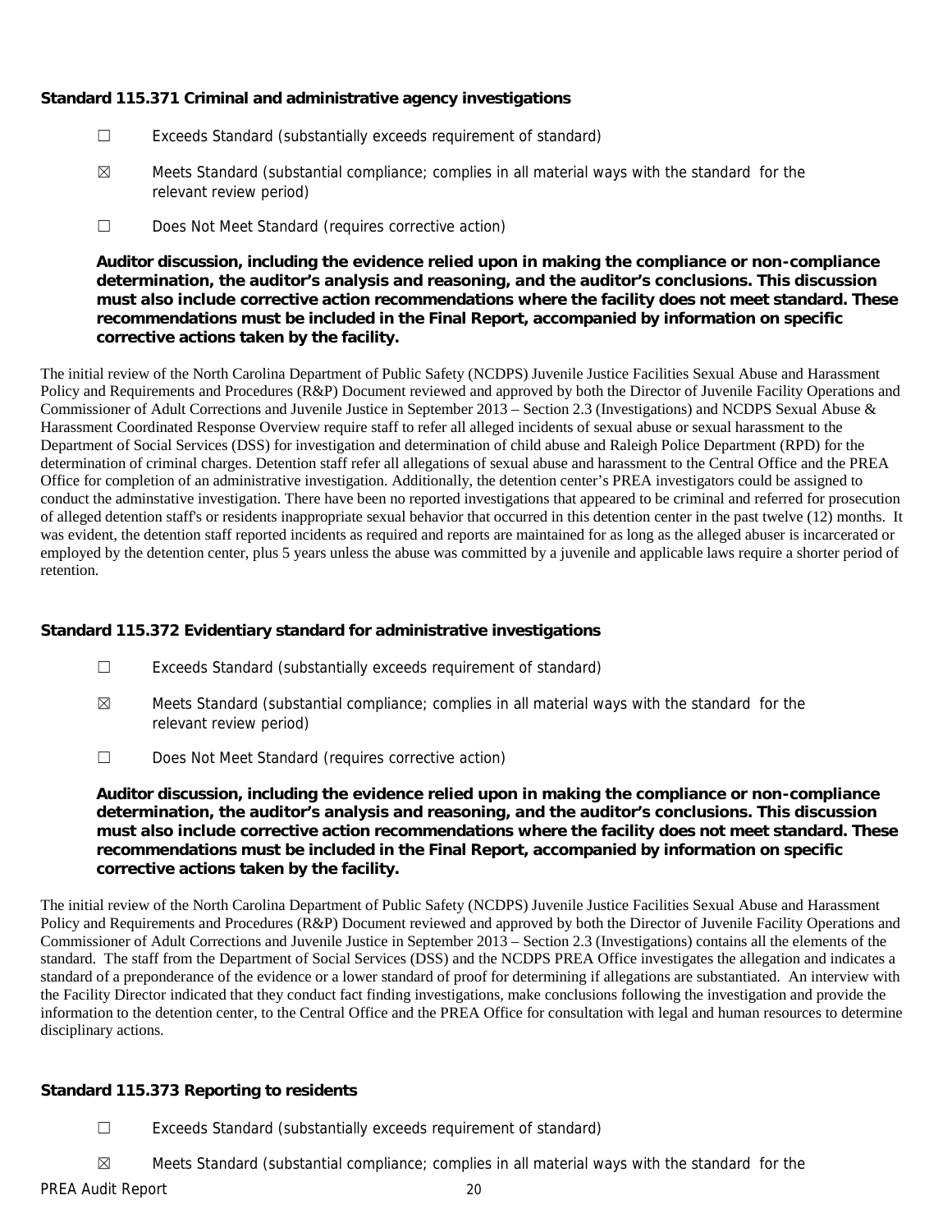**Standard 115.371 Criminal and administrative agency investigations**

☐ Exceeds Standard (substantially exceeds requirement of standard)

☒ Meets Standard (substantial compliance; complies in all material ways with the standard for the relevant review period)

☐ Does Not Meet Standard (requires corrective action)

**Auditor discussion, including the evidence relied upon in making the compliance or non-compliance determination, the auditor's analysis and reasoning, and the auditor's conclusions. This discussion must also include corrective action recommendations where the facility does not meet standard. These recommendations must be included in the Final Report, accompanied by information on specific corrective actions taken by the facility.**

The initial review of the North Carolina Department of Public Safety (NCDPS) Juvenile Justice Facilities Sexual Abuse and Harassment Policy and Requirements and Procedures (R&P) Document reviewed and approved by both the Director of Juvenile Facility Operations and Commissioner of Adult Corrections and Juvenile Justice in September 2013 – Section 2.3 (Investigations) and NCDPS Sexual Abuse & Harassment Coordinated Response Overview require staff to refer all alleged incidents of sexual abuse or sexual harassment to the Department of Social Services (DSS) for investigation and determination of child abuse and Raleigh Police Department (RPD) for the determination of criminal charges. Detention staff refer all allegations of sexual abuse and harassment to the Central Office and the PREA Office for completion of an administrative investigation. Additionally, the detention center's PREA investigators could be assigned to conduct the adminstative investigation. There have been no reported investigations that appeared to be criminal and referred for prosecution of alleged detention staff's or residents inappropriate sexual behavior that occurred in this detention center in the past twelve (12) months. It was evident, the detention staff reported incidents as required and reports are maintained for as long as the alleged abuser is incarcerated or employed by the detention center, plus 5 years unless the abuse was committed by a juvenile and applicable laws require a shorter period of retention.

**Standard 115.372 Evidentiary standard for administrative investigations**

☐ Exceeds Standard (substantially exceeds requirement of standard)

☒ Meets Standard (substantial compliance; complies in all material ways with the standard for the relevant review period)

☐ Does Not Meet Standard (requires corrective action)

**Auditor discussion, including the evidence relied upon in making the compliance or non-compliance determination, the auditor's analysis and reasoning, and the auditor's conclusions. This discussion must also include corrective action recommendations where the facility does not meet standard. These recommendations must be included in the Final Report, accompanied by information on specific corrective actions taken by the facility.**

The initial review of the North Carolina Department of Public Safety (NCDPS) Juvenile Justice Facilities Sexual Abuse and Harassment Policy and Requirements and Procedures (R&P) Document reviewed and approved by both the Director of Juvenile Facility Operations and Commissioner of Adult Corrections and Juvenile Justice in September 2013 – Section 2.3 (Investigations) contains all the elements of the standard. The staff from the Department of Social Services (DSS) and the NCDPS PREA Office investigates the allegation and indicates a standard of a preponderance of the evidence or a lower standard of proof for determining if allegations are substantiated. An interview with the Facility Director indicated that they conduct fact finding investigations, make conclusions following the investigation and provide the information to the detention center, to the Central Office and the PREA Office for consultation with legal and human resources to determine disciplinary actions.

**Standard 115.373 Reporting to residents**

☐ Exceeds Standard (substantially exceeds requirement of standard)

☒ Meets Standard (substantial compliance; complies in all material ways with the standard for the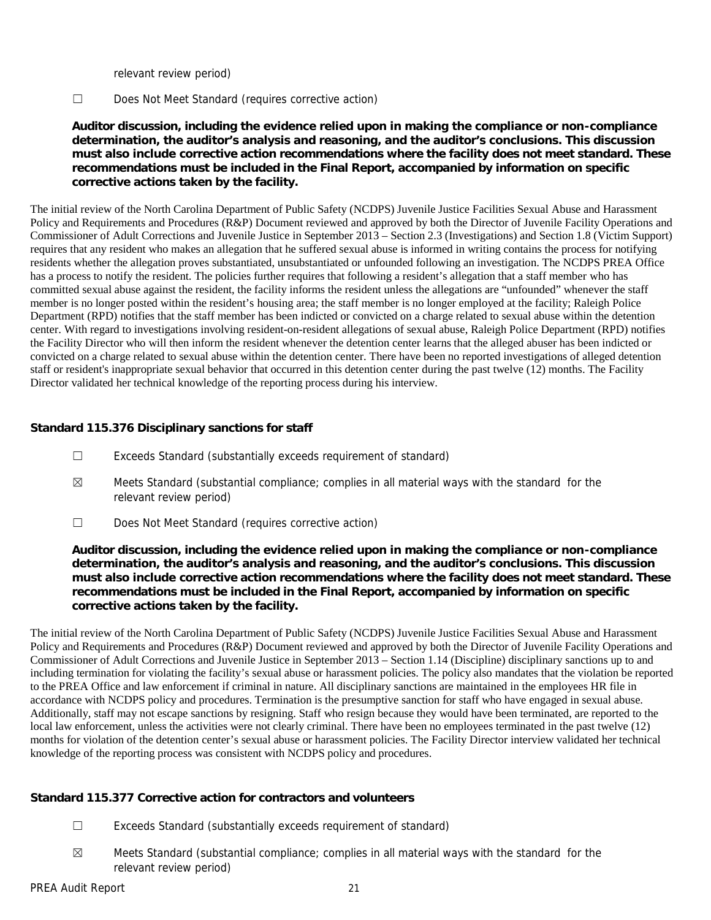relevant review period)

☐ Does Not Meet Standard (requires corrective action)

**Auditor discussion, including the evidence relied upon in making the compliance or non-compliance determination, the auditor's analysis and reasoning, and the auditor's conclusions. This discussion must also include corrective action recommendations where the facility does not meet standard. These recommendations must be included in the Final Report, accompanied by information on specific corrective actions taken by the facility.**

The initial review of the North Carolina Department of Public Safety (NCDPS) Juvenile Justice Facilities Sexual Abuse and Harassment Policy and Requirements and Procedures (R&P) Document reviewed and approved by both the Director of Juvenile Facility Operations and Commissioner of Adult Corrections and Juvenile Justice in September 2013 – Section 2.3 (Investigations) and Section 1.8 (Victim Support) requires that any resident who makes an allegation that he suffered sexual abuse is informed in writing contains the process for notifying residents whether the allegation proves substantiated, unsubstantiated or unfounded following an investigation. The NCDPS PREA Office has a process to notify the resident. The policies further requires that following a resident's allegation that a staff member who has committed sexual abuse against the resident, the facility informs the resident unless the allegations are "unfounded" whenever the staff member is no longer posted within the resident's housing area; the staff member is no longer employed at the facility; Raleigh Police Department (RPD) notifies that the staff member has been indicted or convicted on a charge related to sexual abuse within the detention center. With regard to investigations involving resident-on-resident allegations of sexual abuse, Raleigh Police Department (RPD) notifies the Facility Director who will then inform the resident whenever the detention center learns that the alleged abuser has been indicted or convicted on a charge related to sexual abuse within the detention center. There have been no reported investigations of alleged detention staff or resident's inappropriate sexual behavior that occurred in this detention center during the past twelve (12) months. The Facility Director validated her technical knowledge of the reporting process during his interview.

### Standard 115.376 Disciplinary sanctions for staff

☐ Exceeds Standard (substantially exceeds requirement of standard)

☒ Meets Standard (substantial compliance; complies in all material ways with the standard for the relevant review period)

☐ Does Not Meet Standard (requires corrective action)

**Auditor discussion, including the evidence relied upon in making the compliance or non-compliance determination, the auditor's analysis and reasoning, and the auditor's conclusions. This discussion must also include corrective action recommendations where the facility does not meet standard. These recommendations must be included in the Final Report, accompanied by information on specific corrective actions taken by the facility.**

The initial review of the North Carolina Department of Public Safety (NCDPS) Juvenile Justice Facilities Sexual Abuse and Harassment Policy and Requirements and Procedures (R&P) Document reviewed and approved by both the Director of Juvenile Facility Operations and Commissioner of Adult Corrections and Juvenile Justice in September 2013 – Section 1.14 (Discipline) disciplinary sanctions up to and including termination for violating the facility's sexual abuse or harassment policies. The policy also mandates that the violation be reported to the PREA Office and law enforcement if criminal in nature. All disciplinary sanctions are maintained in the employees HR file in accordance with NCDPS policy and procedures. Termination is the presumptive sanction for staff who have engaged in sexual abuse. Additionally, staff may not escape sanctions by resigning. Staff who resign because they would have been terminated, are reported to the local law enforcement, unless the activities were not clearly criminal. There have been no employees terminated in the past twelve (12) months for violation of the detention center's sexual abuse or harassment policies. The Facility Director interview validated her technical knowledge of the reporting process was consistent with NCDPS policy and procedures.

### Standard 115.377 Corrective action for contractors and volunteers

☐ Exceeds Standard (substantially exceeds requirement of standard)

☒ Meets Standard (substantial compliance; complies in all material ways with the standard for the relevant review period)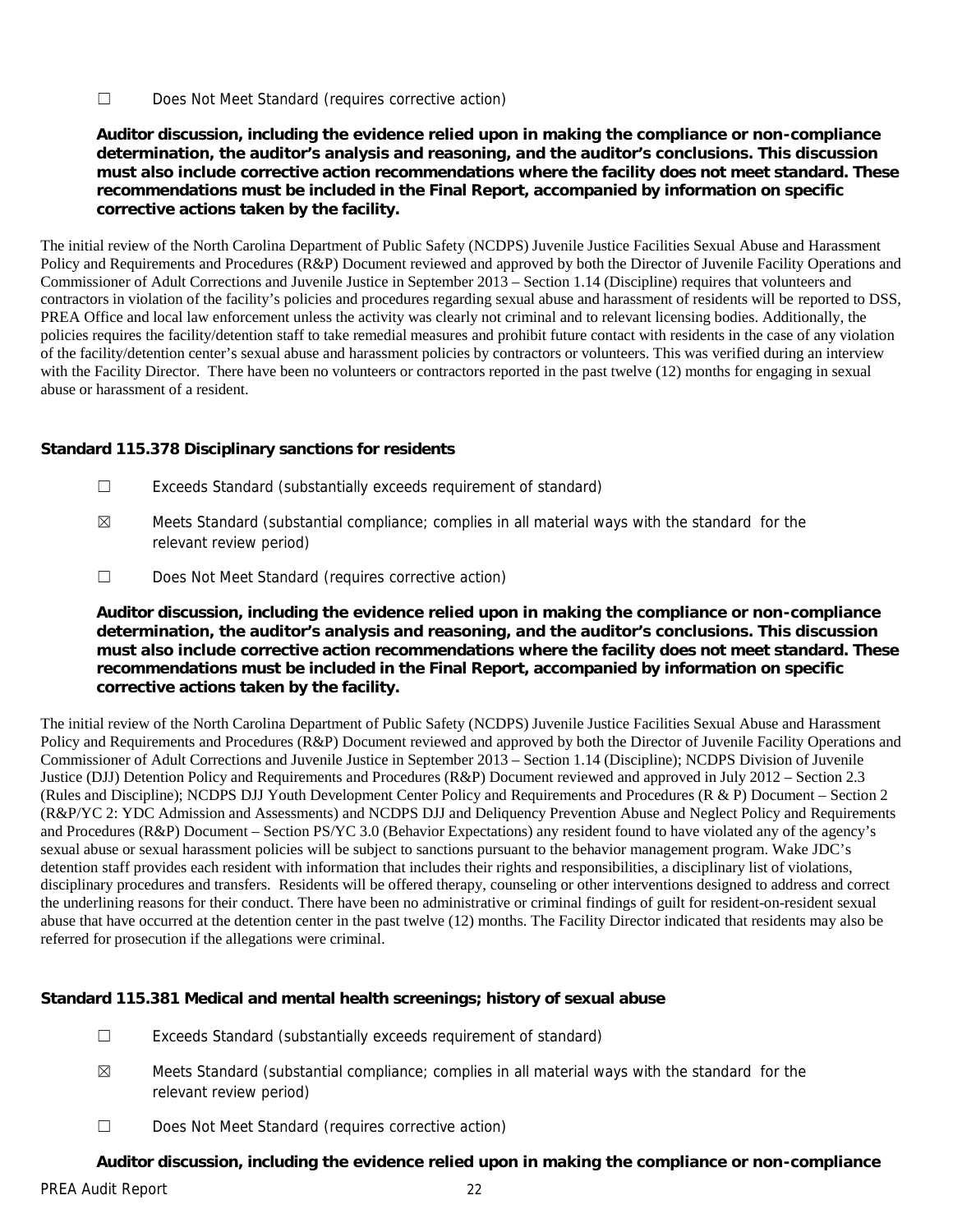☐ Does Not Meet Standard (requires corrective action)

**Auditor discussion, including the evidence relied upon in making the compliance or non-compliance determination, the auditor's analysis and reasoning, and the auditor's conclusions. This discussion must also include corrective action recommendations where the facility does not meet standard. These recommendations must be included in the Final Report, accompanied by information on specific corrective actions taken by the facility.**

The initial review of the North Carolina Department of Public Safety (NCDPS) Juvenile Justice Facilities Sexual Abuse and Harassment Policy and Requirements and Procedures (R&P) Document reviewed and approved by both the Director of Juvenile Facility Operations and Commissioner of Adult Corrections and Juvenile Justice in September 2013 – Section 1.14 (Discipline) requires that volunteers and contractors in violation of the facility's policies and procedures regarding sexual abuse and harassment of residents will be reported to DSS, PREA Office and local law enforcement unless the activity was clearly not criminal and to relevant licensing bodies. Additionally, the policies requires the facility/detention staff to take remedial measures and prohibit future contact with residents in the case of any violation of the facility/detention center's sexual abuse and harassment policies by contractors or volunteers. This was verified during an interview with the Facility Director. There have been no volunteers or contractors reported in the past twelve (12) months for engaging in sexual abuse or harassment of a resident.

**Standard 115.378 Disciplinary sanctions for residents**

☐ Exceeds Standard (substantially exceeds requirement of standard)

☒ Meets Standard (substantial compliance; complies in all material ways with the standard for the relevant review period)

☐ Does Not Meet Standard (requires corrective action)

**Auditor discussion, including the evidence relied upon in making the compliance or non-compliance determination, the auditor's analysis and reasoning, and the auditor's conclusions. This discussion must also include corrective action recommendations where the facility does not meet standard. These recommendations must be included in the Final Report, accompanied by information on specific corrective actions taken by the facility.**

The initial review of the North Carolina Department of Public Safety (NCDPS) Juvenile Justice Facilities Sexual Abuse and Harassment Policy and Requirements and Procedures (R&P) Document reviewed and approved by both the Director of Juvenile Facility Operations and Commissioner of Adult Corrections and Juvenile Justice in September 2013 – Section 1.14 (Discipline); NCDPS Division of Juvenile Justice (DJJ) Detention Policy and Requirements and Procedures (R&P) Document reviewed and approved in July 2012 – Section 2.3 (Rules and Discipline); NCDPS DJJ Youth Development Center Policy and Requirements and Procedures (R & P) Document – Section 2 (R&P/YC 2: YDC Admission and Assessments) and NCDPS DJJ and Deliquency Prevention Abuse and Neglect Policy and Requirements and Procedures (R&P) Document – Section PS/YC 3.0 (Behavior Expectations) any resident found to have violated any of the agency's sexual abuse or sexual harassment policies will be subject to sanctions pursuant to the behavior management program. Wake JDC's detention staff provides each resident with information that includes their rights and responsibilities, a disciplinary list of violations, disciplinary procedures and transfers. Residents will be offered therapy, counseling or other interventions designed to address and correct the underlining reasons for their conduct. There have been no administrative or criminal findings of guilt for resident-on-resident sexual abuse that have occurred at the detention center in the past twelve (12) months. The Facility Director indicated that residents may also be referred for prosecution if the allegations were criminal.

**Standard 115.381 Medical and mental health screenings; history of sexual abuse**

☐ Exceeds Standard (substantially exceeds requirement of standard)

☒ Meets Standard (substantial compliance; complies in all material ways with the standard for the relevant review period)

☐ Does Not Meet Standard (requires corrective action)

**Auditor discussion, including the evidence relied upon in making the compliance or non-compliance**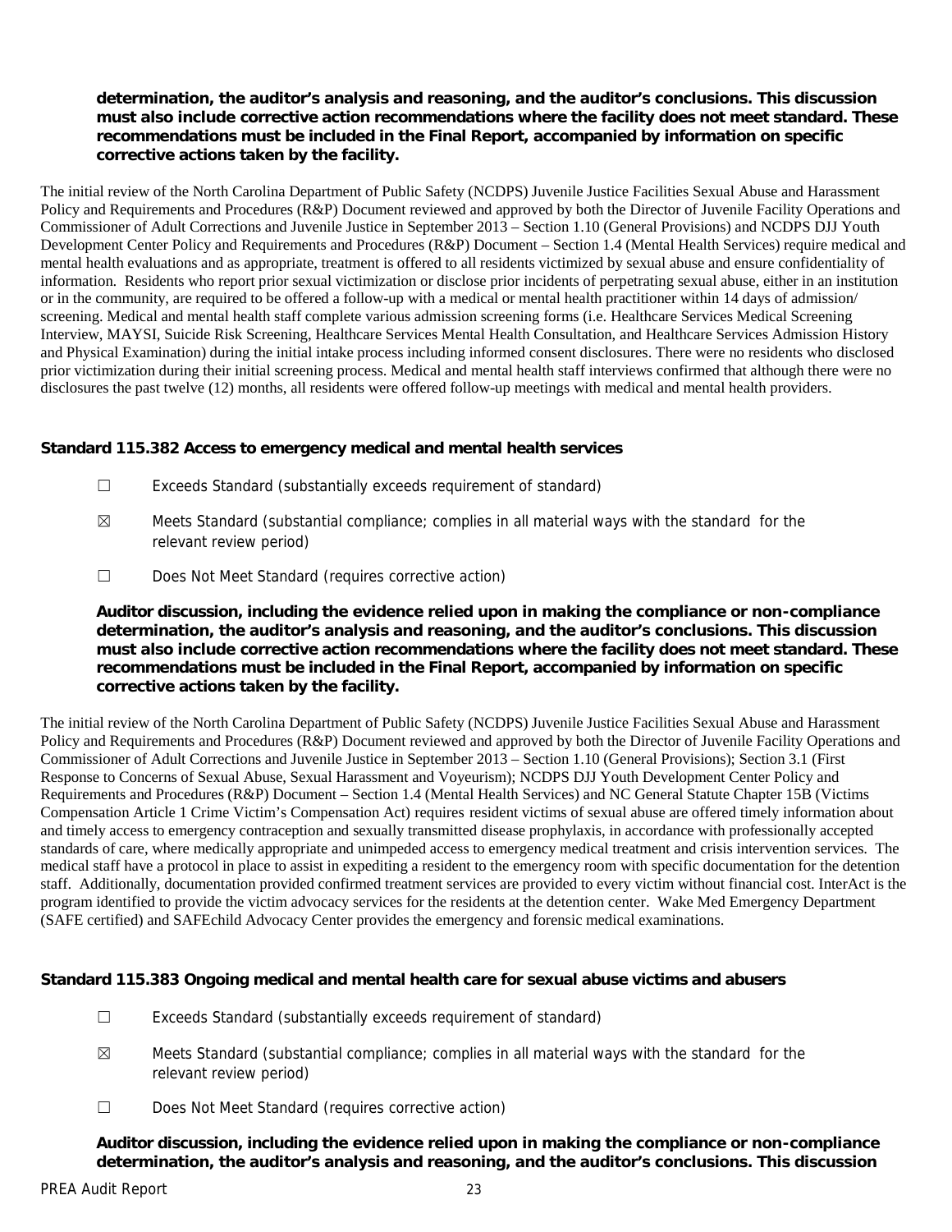**determination, the auditor's analysis and reasoning, and the auditor's conclusions. This discussion must also include corrective action recommendations where the facility does not meet standard. These recommendations must be included in the Final Report, accompanied by information on specific corrective actions taken by the facility.**

The initial review of the North Carolina Department of Public Safety (NCDPS) Juvenile Justice Facilities Sexual Abuse and Harassment Policy and Requirements and Procedures (R&P) Document reviewed and approved by both the Director of Juvenile Facility Operations and Commissioner of Adult Corrections and Juvenile Justice in September 2013 – Section 1.10 (General Provisions) and NCDPS DJJ Youth Development Center Policy and Requirements and Procedures (R&P) Document – Section 1.4 (Mental Health Services) require medical and mental health evaluations and as appropriate, treatment is offered to all residents victimized by sexual abuse and ensure confidentiality of information. Residents who report prior sexual victimization or disclose prior incidents of perpetrating sexual abuse, either in an institution or in the community, are required to be offered a follow-up with a medical or mental health practitioner within 14 days of admission/ screening. Medical and mental health staff complete various admission screening forms (i.e. Healthcare Services Medical Screening Interview, MAYSI, Suicide Risk Screening, Healthcare Services Mental Health Consultation, and Healthcare Services Admission History and Physical Examination) during the initial intake process including informed consent disclosures. There were no residents who disclosed prior victimization during their initial screening process. Medical and mental health staff interviews confirmed that although there were no disclosures the past twelve (12) months, all residents were offered follow-up meetings with medical and mental health providers.

### Standard 115.382 Access to emergency medical and mental health services

☐ Exceeds Standard (substantially exceeds requirement of standard)

☒ Meets Standard (substantial compliance; complies in all material ways with the standard for the relevant review period)

☐ Does Not Meet Standard (requires corrective action)

**Auditor discussion, including the evidence relied upon in making the compliance or non-compliance determination, the auditor's analysis and reasoning, and the auditor's conclusions. This discussion must also include corrective action recommendations where the facility does not meet standard. These recommendations must be included in the Final Report, accompanied by information on specific corrective actions taken by the facility.**

The initial review of the North Carolina Department of Public Safety (NCDPS) Juvenile Justice Facilities Sexual Abuse and Harassment Policy and Requirements and Procedures (R&P) Document reviewed and approved by both the Director of Juvenile Facility Operations and Commissioner of Adult Corrections and Juvenile Justice in September 2013 – Section 1.10 (General Provisions); Section 3.1 (First Response to Concerns of Sexual Abuse, Sexual Harassment and Voyeurism); NCDPS DJJ Youth Development Center Policy and Requirements and Procedures (R&P) Document – Section 1.4 (Mental Health Services) and NC General Statute Chapter 15B (Victims Compensation Article 1 Crime Victim's Compensation Act) requires resident victims of sexual abuse are offered timely information about and timely access to emergency contraception and sexually transmitted disease prophylaxis, in accordance with professionally accepted standards of care, where medically appropriate and unimpeded access to emergency medical treatment and crisis intervention services. The medical staff have a protocol in place to assist in expediting a resident to the emergency room with specific documentation for the detention staff. Additionally, documentation provided confirmed treatment services are provided to every victim without financial cost. InterAct is the program identified to provide the victim advocacy services for the residents at the detention center. Wake Med Emergency Department (SAFE certified) and SAFEchild Advocacy Center provides the emergency and forensic medical examinations.

### Standard 115.383 Ongoing medical and mental health care for sexual abuse victims and abusers

☐ Exceeds Standard (substantially exceeds requirement of standard)

☒ Meets Standard (substantial compliance; complies in all material ways with the standard for the relevant review period)

☐ Does Not Meet Standard (requires corrective action)

**Auditor discussion, including the evidence relied upon in making the compliance or non-compliance determination, the auditor's analysis and reasoning, and the auditor's conclusions. This discussion**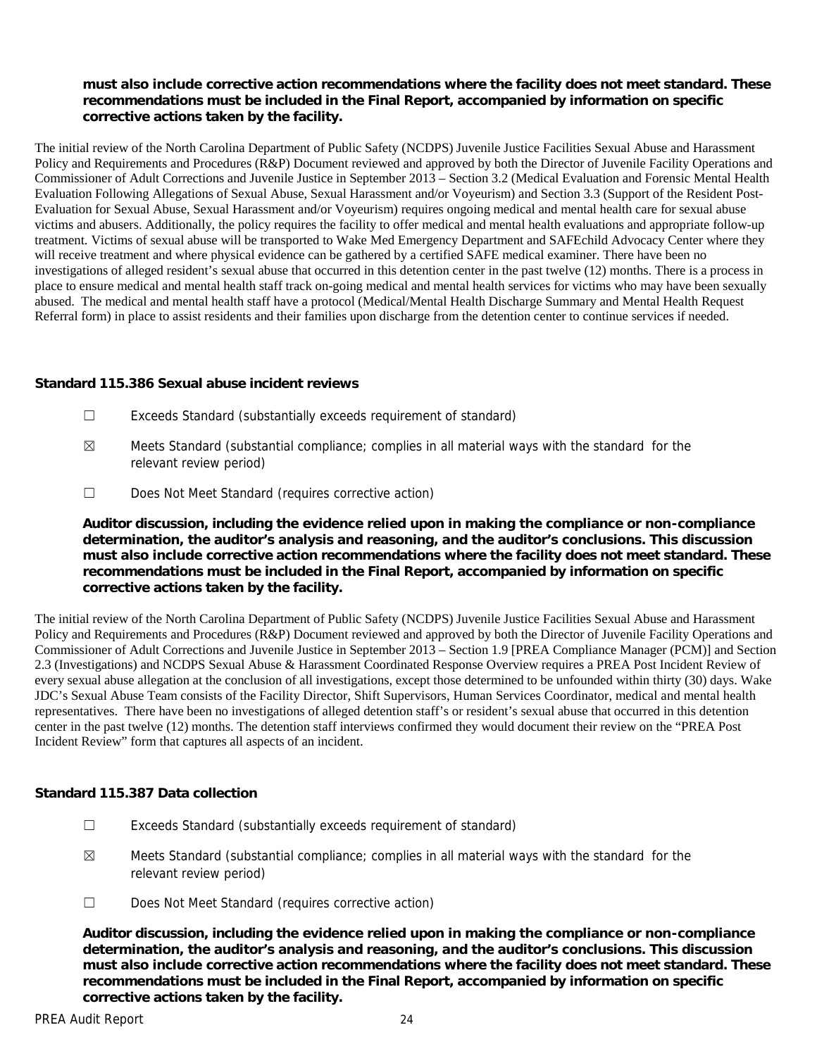**must also include corrective action recommendations where the facility does not meet standard. These recommendations must be included in the Final Report, accompanied by information on specific corrective actions taken by the facility.**

The initial review of the North Carolina Department of Public Safety (NCDPS) Juvenile Justice Facilities Sexual Abuse and Harassment Policy and Requirements and Procedures (R&P) Document reviewed and approved by both the Director of Juvenile Facility Operations and Commissioner of Adult Corrections and Juvenile Justice in September 2013 – Section 3.2 (Medical Evaluation and Forensic Mental Health Evaluation Following Allegations of Sexual Abuse, Sexual Harassment and/or Voyeurism) and Section 3.3 (Support of the Resident Post-Evaluation for Sexual Abuse, Sexual Harassment and/or Voyeurism) requires ongoing medical and mental health care for sexual abuse victims and abusers. Additionally, the policy requires the facility to offer medical and mental health evaluations and appropriate follow-up treatment. Victims of sexual abuse will be transported to Wake Med Emergency Department and SAFEchild Advocacy Center where they will receive treatment and where physical evidence can be gathered by a certified SAFE medical examiner. There have been no investigations of alleged resident's sexual abuse that occurred in this detention center in the past twelve (12) months. There is a process in place to ensure medical and mental health staff track on-going medical and mental health services for victims who may have been sexually abused. The medical and mental health staff have a protocol (Medical/Mental Health Discharge Summary and Mental Health Request Referral form) in place to assist residents and their families upon discharge from the detention center to continue services if needed.

**Standard 115.386 Sexual abuse incident reviews**

☐ Exceeds Standard (substantially exceeds requirement of standard)

☒ Meets Standard (substantial compliance; complies in all material ways with the standard for the relevant review period)

☐ Does Not Meet Standard (requires corrective action)

**Auditor discussion, including the evidence relied upon in making the compliance or non-compliance determination, the auditor's analysis and reasoning, and the auditor's conclusions. This discussion must also include corrective action recommendations where the facility does not meet standard. These recommendations must be included in the Final Report, accompanied by information on specific corrective actions taken by the facility.**

The initial review of the North Carolina Department of Public Safety (NCDPS) Juvenile Justice Facilities Sexual Abuse and Harassment Policy and Requirements and Procedures (R&P) Document reviewed and approved by both the Director of Juvenile Facility Operations and Commissioner of Adult Corrections and Juvenile Justice in September 2013 – Section 1.9 [PREA Compliance Manager (PCM)] and Section 2.3 (Investigations) and NCDPS Sexual Abuse & Harassment Coordinated Response Overview requires a PREA Post Incident Review of every sexual abuse allegation at the conclusion of all investigations, except those determined to be unfounded within thirty (30) days. Wake JDC's Sexual Abuse Team consists of the Facility Director, Shift Supervisors, Human Services Coordinator, medical and mental health representatives. There have been no investigations of alleged detention staff's or resident's sexual abuse that occurred in this detention center in the past twelve (12) months. The detention staff interviews confirmed they would document their review on the "PREA Post Incident Review" form that captures all aspects of an incident.

**Standard 115.387 Data collection**

☐ Exceeds Standard (substantially exceeds requirement of standard)

☒ Meets Standard (substantial compliance; complies in all material ways with the standard for the relevant review period)

☐ Does Not Meet Standard (requires corrective action)

**Auditor discussion, including the evidence relied upon in making the compliance or non-compliance determination, the auditor's analysis and reasoning, and the auditor's conclusions. This discussion must also include corrective action recommendations where the facility does not meet standard. These recommendations must be included in the Final Report, accompanied by information on specific corrective actions taken by the facility.**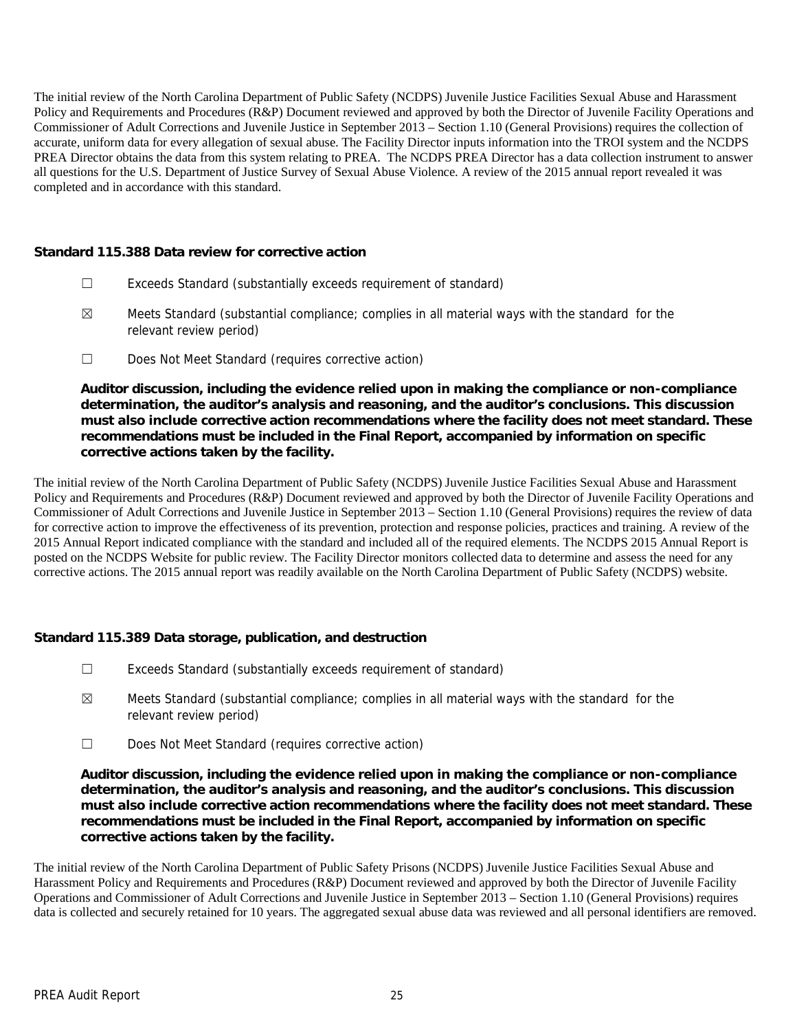The initial review of the North Carolina Department of Public Safety (NCDPS) Juvenile Justice Facilities Sexual Abuse and Harassment Policy and Requirements and Procedures (R&P) Document reviewed and approved by both the Director of Juvenile Facility Operations and Commissioner of Adult Corrections and Juvenile Justice in September 2013 – Section 1.10 (General Provisions) requires the collection of accurate, uniform data for every allegation of sexual abuse. The Facility Director inputs information into the TROI system and the NCDPS PREA Director obtains the data from this system relating to PREA. The NCDPS PREA Director has a data collection instrument to answer all questions for the U.S. Department of Justice Survey of Sexual Abuse Violence. A review of the 2015 annual report revealed it was completed and in accordance with this standard.

**Standard 115.388 Data review for corrective action**

☐ Exceeds Standard (substantially exceeds requirement of standard)

☒ Meets Standard (substantial compliance; complies in all material ways with the standard for the relevant review period)

☐ Does Not Meet Standard (requires corrective action)

**Auditor discussion, including the evidence relied upon in making the compliance or non-compliance determination, the auditor's analysis and reasoning, and the auditor's conclusions. This discussion must also include corrective action recommendations where the facility does not meet standard. These recommendations must be included in the Final Report, accompanied by information on specific corrective actions taken by the facility.**

The initial review of the North Carolina Department of Public Safety (NCDPS) Juvenile Justice Facilities Sexual Abuse and Harassment Policy and Requirements and Procedures (R&P) Document reviewed and approved by both the Director of Juvenile Facility Operations and Commissioner of Adult Corrections and Juvenile Justice in September 2013 – Section 1.10 (General Provisions) requires the review of data for corrective action to improve the effectiveness of its prevention, protection and response policies, practices and training. A review of the 2015 Annual Report indicated compliance with the standard and included all of the required elements. The NCDPS 2015 Annual Report is posted on the NCDPS Website for public review. The Facility Director monitors collected data to determine and assess the need for any corrective actions. The 2015 annual report was readily available on the North Carolina Department of Public Safety (NCDPS) website.

**Standard 115.389 Data storage, publication, and destruction**

☐ Exceeds Standard (substantially exceeds requirement of standard)

☒ Meets Standard (substantial compliance; complies in all material ways with the standard for the relevant review period)

☐ Does Not Meet Standard (requires corrective action)

**Auditor discussion, including the evidence relied upon in making the compliance or non-compliance determination, the auditor's analysis and reasoning, and the auditor's conclusions. This discussion must also include corrective action recommendations where the facility does not meet standard. These recommendations must be included in the Final Report, accompanied by information on specific corrective actions taken by the facility.**

The initial review of the North Carolina Department of Public Safety Prisons (NCDPS) Juvenile Justice Facilities Sexual Abuse and Harassment Policy and Requirements and Procedures (R&P) Document reviewed and approved by both the Director of Juvenile Facility Operations and Commissioner of Adult Corrections and Juvenile Justice in September 2013 – Section 1.10 (General Provisions) requires data is collected and securely retained for 10 years. The aggregated sexual abuse data was reviewed and all personal identifiers are removed.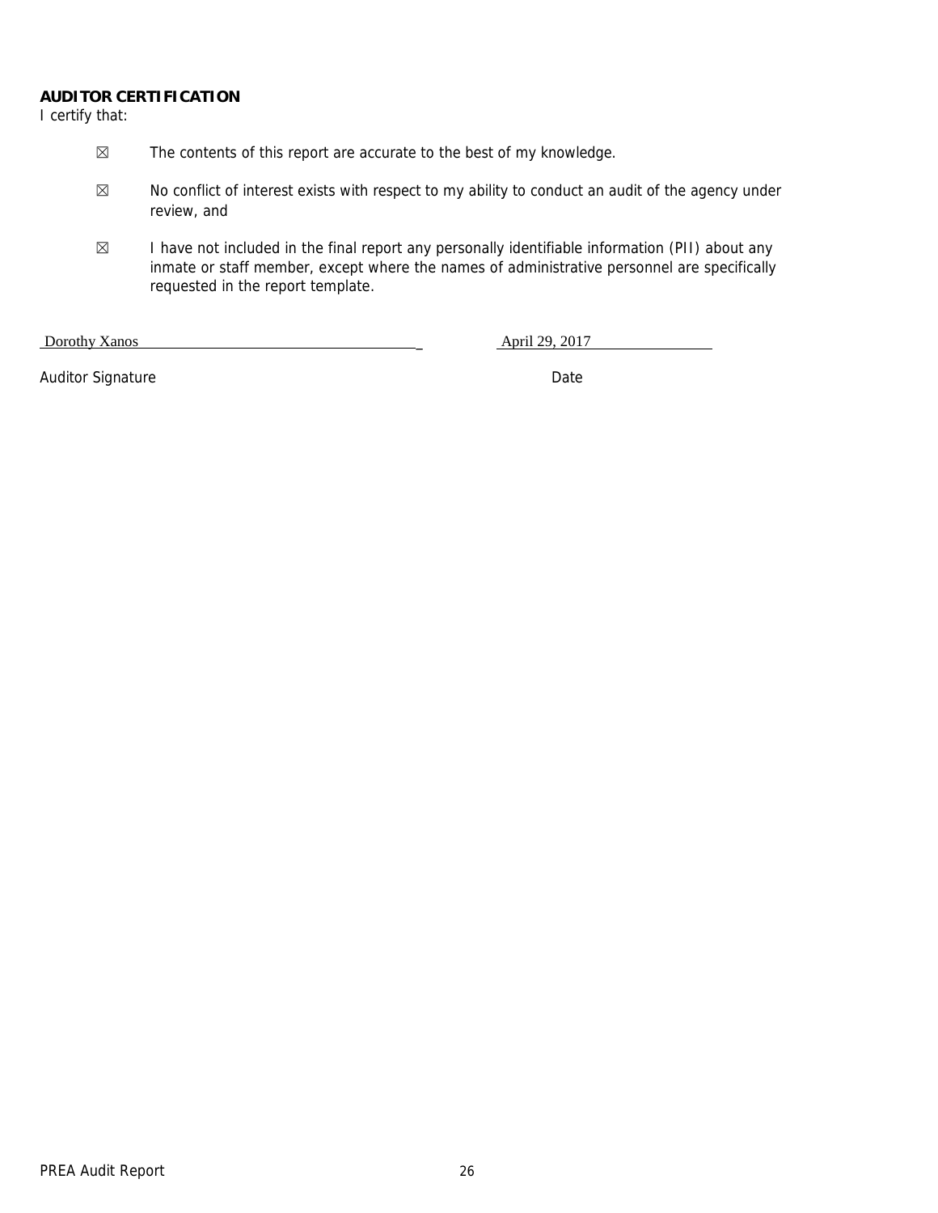**AUDITOR CERTIFICATION**

I certify that:

☒ The contents of this report are accurate to the best of my knowledge.

☒ No conflict of interest exists with respect to my ability to conduct an audit of the agency under review, and

☒ I have not included in the final report any personally identifiable information (PII) about any inmate or staff member, except where the names of administrative personnel are specifically requested in the report template.

Dorothy Xanos　　　　　　　　　　April 29, 2017

Auditor Signature　　　　　　　　　　Date